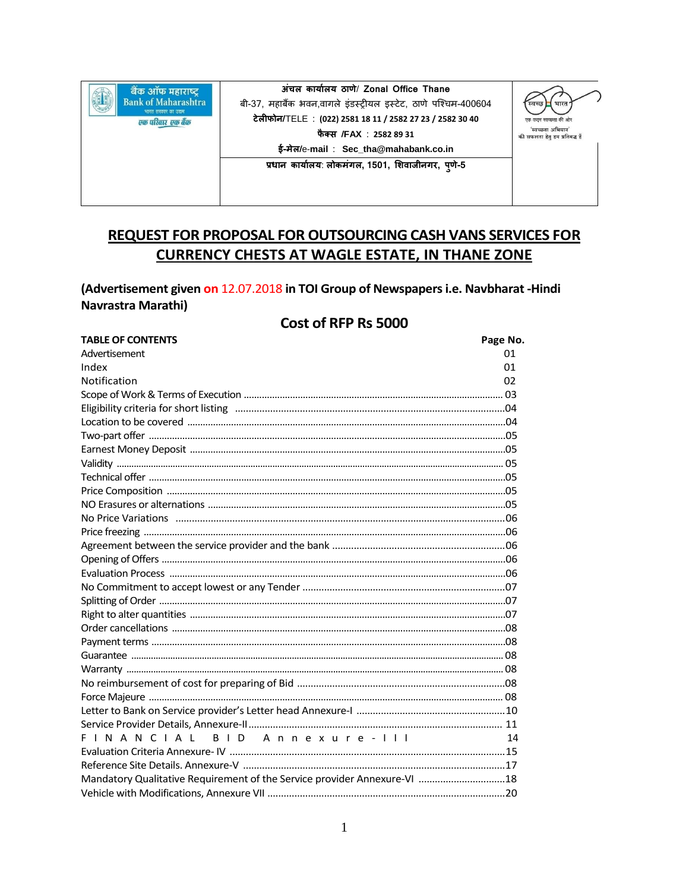| बैंक ऑफ महाराष्ट्र Bank of Maharashtra भारत सरकार का उद्यम एक परिवार एक बैंक | अंचल कार्यालय ठाणे/ Zonal Office Thane<br>बी-37, महाबैंक भवन,वागले इंडस्ट्रीयल इस्टेट, ठाणे पश्चिम-400604<br>टेलीफोन/TELE : (022) 2581 18 11 / 2582 27 23 / 2582 30 40<br>फैक्स /FAX : 2582 89 31<br>ई-मेल/e-mail : Sec_tha@mahabank.co.in | स्वच्छ भारत<br>एक कदम स्वच्छता की ओर<br>'स्वच्छता अभियान' की सफलता हेतु हम प्रतिबद्ध हैं |
|---|---|---|
| | प्रधान कार्यालय: लोकमंगल, 1501, शिवाजीनगर, पुणे-5 | |

# REQUEST FOR PROPOSAL FOR OUTSOURCING CASH VANS SERVICES FOR CURRENCY CHESTS AT WAGLE ESTATE, IN THANE ZONE

**(Advertisement given on 12.07.2018 in TOI Group of Newspapers i.e. Navbharat -Hindi Navrastra Marathi)**

## Cost of RFP Rs 5000

| TABLE OF CONTENTS | Page No. |
|---|---|
| Advertisement | 01 |
| Index | 01 |
| Notification | 02 |
| Scope of Work & Terms of Execution | 03 |
| Eligibility criteria for short listing | 04 |
| Location to be covered | 04 |
| Two-part offer | 05 |
| Earnest Money Deposit | 05 |
| Validity | 05 |
| Technical offer | 05 |
| Price Composition | 05 |
| NO Erasures or alternations | 05 |
| No Price Variations | 06 |
| Price freezing | 06 |
| Agreement between the service provider and the bank | 06 |
| Opening of Offers | 06 |
| Evaluation Process | 06 |
| No Commitment to accept lowest or any Tender | 07 |
| Splitting of Order | 07 |
| Right to alter quantities | 07 |
| Order cancellations | 08 |
| Payment terms | 08 |
| Guarantee | 08 |
| Warranty | 08 |
| No reimbursement of cost for preparing of Bid | 08 |
| Force Majeure | 08 |
| Letter to Bank on Service provider's Letter head Annexure-I | 10 |
| Service Provider Details, Annexure-II | 11 |
| FINANCIAL BID Annexure-III | 14 |
| Evaluation Criteria Annexure- IV | 15 |
| Reference Site Details. Annexure-V | 17 |
| Mandatory Qualitative Requirement of the Service provider Annexure-VI | 18 |
| Vehicle with Modifications, Annexure VII | 20 |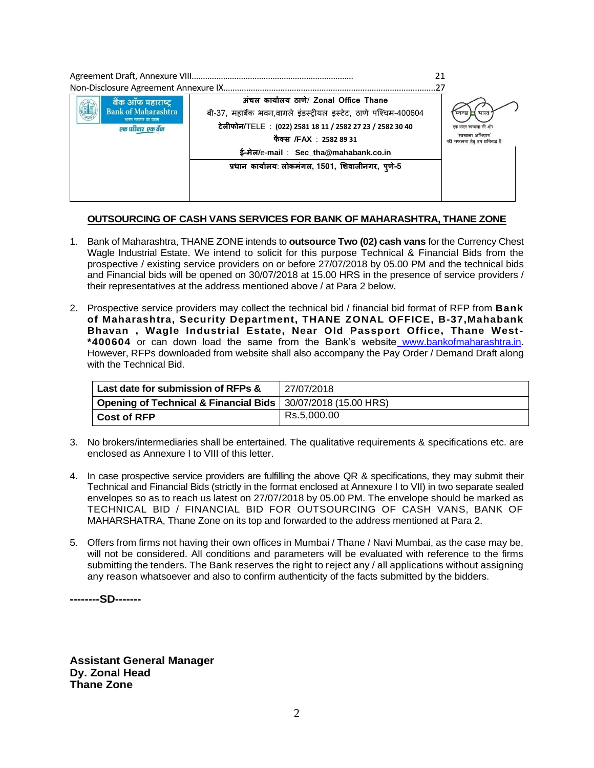Agreement Draft, Annexure VIII....................................................................... 21
Non-Disclosure Agreement Annexure IX.............................................................................................27

| बैंक ऑफ महाराष्ट्र<br>Bank of Maharashtra<br>भारत सरकार का उद्यम<br>एक परिवार एक बैंक | अंचल कार्यालय ठाणे/ Zonal Office Thane<br>बी-37, महाबैंक भवन,वागले इंडस्ट्रीयल इस्टेट, ठाणे पश्चिम-400604<br>टेलीफोन/TELE : (022) 2581 18 11 / 2582 27 23 / 2582 30 40<br>फैक्स /FAX : 2582 89 31<br>ई-मेल/e-mail : Sec_tha@mahabank.co.in<br>प्रधान कार्यालय: लोकमंगल, 1501, शिवाजीनगर, पुणे-5 | स्वच्छ भारत<br>एक कदम स्वच्छता की ओर<br>'स्वच्छता अभियान' की सफलता हेतु हम प्रतिबद्ध हैं |
|---|---|---|

## OUTSOURCING OF CASH VANS SERVICES FOR BANK OF MAHARASHTRA, THANE ZONE

1. Bank of Maharashtra, THANE ZONE intends to **outsource Two (02) cash vans** for the Currency Chest Wagle Industrial Estate. We intend to solicit for this purpose Technical & Financial Bids from the prospective / existing service providers on or before 27/07/2018 by 05.00 PM and the technical bids and Financial bids will be opened on 30/07/2018 at 15.00 HRS in the presence of service providers / their representatives at the address mentioned above / at Para 2 below.

2. Prospective service providers may collect the technical bid / financial bid format of RFP from **Bank of Maharashtra, Security Department, THANE ZONAL OFFICE, B-37,Mahabank Bhavan , Wagle Industrial Estate, Near Old Passport Office, Thane West-*400604** or can down load the same from the Bank's website www.bankofmaharashtra.in. However, RFPs downloaded from website shall also accompany the Pay Order / Demand Draft along with the Technical Bid.

| **Last date for submission of RFPs &** | 27/07/2018 |
|---|---|
| **Opening of Technical & Financial Bids** | 30/07/2018 (15.00 HRS) |
| **Cost of RFP** | Rs.5,000.00 |

3. No brokers/intermediaries shall be entertained. The qualitative requirements & specifications etc. are enclosed as Annexure I to VIII of this letter.

4. In case prospective service providers are fulfilling the above QR & specifications, they may submit their Technical and Financial Bids (strictly in the format enclosed at Annexure I to VII) in two separate sealed envelopes so as to reach us latest on 27/07/2018 by 05.00 PM. The envelope should be marked as TECHNICAL BID / FINANCIAL BID FOR OUTSOURCING OF CASH VANS, BANK OF MAHARSHATRA, Thane Zone on its top and forwarded to the address mentioned at Para 2.

5. Offers from firms not having their own offices in Mumbai / Thane / Navi Mumbai, as the case may be, will not be considered. All conditions and parameters will be evaluated with reference to the firms submitting the tenders. The Bank reserves the right to reject any / all applications without assigning any reason whatsoever and also to confirm authenticity of the facts submitted by the bidders.

**--------SD-------**

**Assistant General Manager**
**Dy. Zonal Head**
**Thane Zone**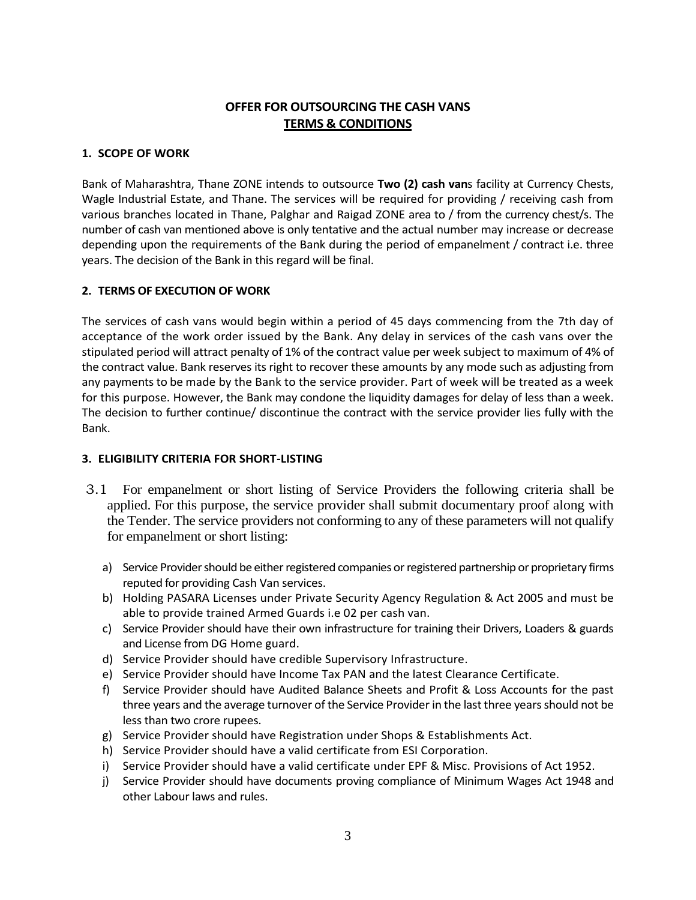# OFFER FOR OUTSOURCING THE CASH VANS

## TERMS & CONDITIONS

### 1. SCOPE OF WORK

Bank of Maharashtra, Thane ZONE intends to outsource **Two (2) cash van**s facility at Currency Chests, Wagle Industrial Estate, and Thane. The services will be required for providing / receiving cash from various branches located in Thane, Palghar and Raigad ZONE area to / from the currency chest/s. The number of cash van mentioned above is only tentative and the actual number may increase or decrease depending upon the requirements of the Bank during the period of empanelment / contract i.e. three years. The decision of the Bank in this regard will be final.

### 2. TERMS OF EXECUTION OF WORK

The services of cash vans would begin within a period of 45 days commencing from the 7th day of acceptance of the work order issued by the Bank. Any delay in services of the cash vans over the stipulated period will attract penalty of 1% of the contract value per week subject to maximum of 4% of the contract value. Bank reserves its right to recover these amounts by any mode such as adjusting from any payments to be made by the Bank to the service provider. Part of week will be treated as a week for this purpose. However, the Bank may condone the liquidity damages for delay of less than a week. The decision to further continue/ discontinue the contract with the service provider lies fully with the Bank.

### 3. ELIGIBILITY CRITERIA FOR SHORT-LISTING

3.1 For empanelment or short listing of Service Providers the following criteria shall be applied. For this purpose, the service provider shall submit documentary proof along with the Tender. The service providers not conforming to any of these parameters will not qualify for empanelment or short listing:

a) Service Provider should be either registered companies or registered partnership or proprietary firms reputed for providing Cash Van services.
b) Holding PASARA Licenses under Private Security Agency Regulation & Act 2005 and must be able to provide trained Armed Guards i.e 02 per cash van.
c) Service Provider should have their own infrastructure for training their Drivers, Loaders & guards and License from DG Home guard.
d) Service Provider should have credible Supervisory Infrastructure.
e) Service Provider should have Income Tax PAN and the latest Clearance Certificate.
f) Service Provider should have Audited Balance Sheets and Profit & Loss Accounts for the past three years and the average turnover of the Service Provider in the last three years should not be less than two crore rupees.
g) Service Provider should have Registration under Shops & Establishments Act.
h) Service Provider should have a valid certificate from ESI Corporation.
i) Service Provider should have a valid certificate under EPF & Misc. Provisions of Act 1952.
j) Service Provider should have documents proving compliance of Minimum Wages Act 1948 and other Labour laws and rules.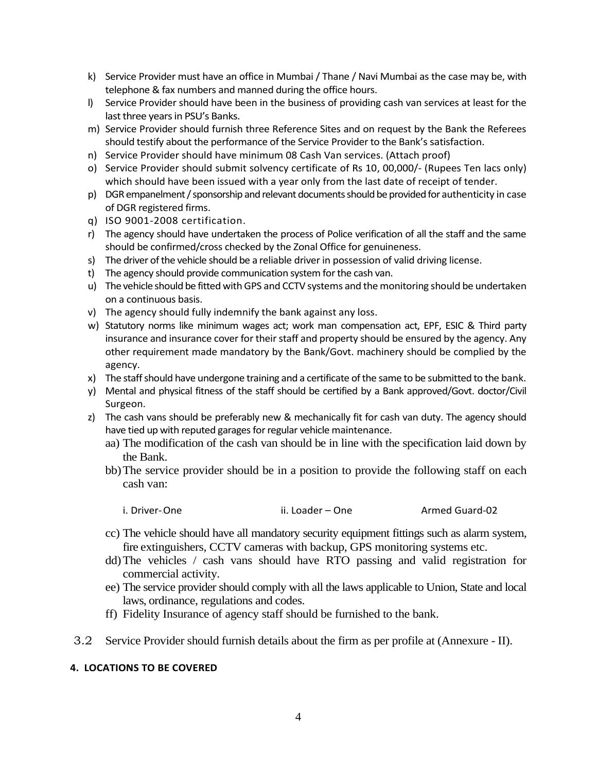k) Service Provider must have an office in Mumbai / Thane / Navi Mumbai as the case may be, with telephone & fax numbers and manned during the office hours.
l) Service Provider should have been in the business of providing cash van services at least for the last three years in PSU's Banks.
m) Service Provider should furnish three Reference Sites and on request by the Bank the Referees should testify about the performance of the Service Provider to the Bank's satisfaction.
n) Service Provider should have minimum 08 Cash Van services. (Attach proof)
o) Service Provider should submit solvency certificate of Rs 10, 00,000/- (Rupees Ten lacs only) which should have been issued with a year only from the last date of receipt of tender.
p) DGR empanelment / sponsorship and relevant documents should be provided for authenticity in case of DGR registered firms.
q) ISO 9001-2008 certification.
r) The agency should have undertaken the process of Police verification of all the staff and the same should be confirmed/cross checked by the Zonal Office for genuineness.
s) The driver of the vehicle should be a reliable driver in possession of valid driving license.
t) The agency should provide communication system for the cash van.
u) The vehicle should be fitted with GPS and CCTV systems and the monitoring should be undertaken on a continuous basis.
v) The agency should fully indemnify the bank against any loss.
w) Statutory norms like minimum wages act; work man compensation act, EPF, ESIC & Third party insurance and insurance cover for their staff and property should be ensured by the agency. Any other requirement made mandatory by the Bank/Govt. machinery should be complied by the agency.
x) The staff should have undergone training and a certificate of the same to be submitted to the bank.
y) Mental and physical fitness of the staff should be certified by a Bank approved/Govt. doctor/Civil Surgeon.
z) The cash vans should be preferably new & mechanically fit for cash van duty. The agency should have tied up with reputed garages for regular vehicle maintenance.

aa) The modification of the cash van should be in line with the specification laid down by the Bank.

bb) The service provider should be in a position to provide the following staff on each cash van:

i. Driver-One ii. Loader – One Armed Guard-02

cc) The vehicle should have all mandatory security equipment fittings such as alarm system, fire extinguishers, CCTV cameras with backup, GPS monitoring systems etc.

dd) The vehicles / cash vans should have RTO passing and valid registration for commercial activity.

ee) The service provider should comply with all the laws applicable to Union, State and local laws, ordinance, regulations and codes.

ff) Fidelity Insurance of agency staff should be furnished to the bank.

3.2 Service Provider should furnish details about the firm as per profile at (Annexure - II).

**4. LOCATIONS TO BE COVERED**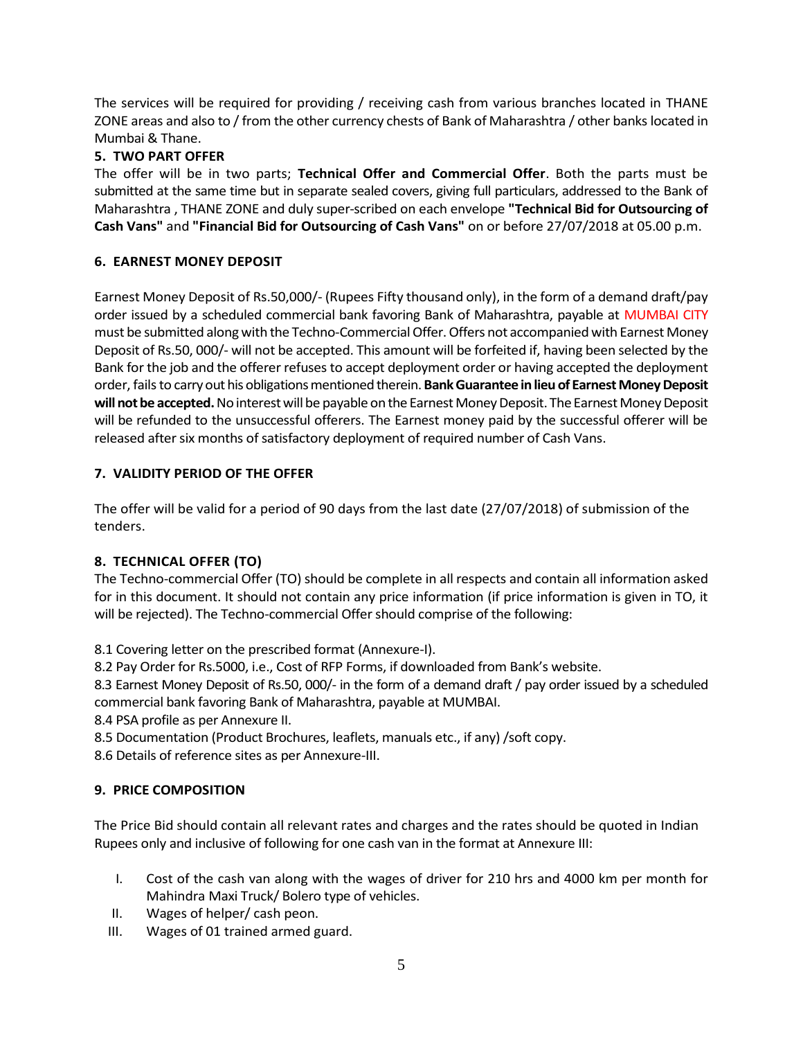The services will be required for providing / receiving cash from various branches located in THANE ZONE areas and also to / from the other currency chests of Bank of Maharashtra / other banks located in Mumbai & Thane.

## 5. TWO PART OFFER

The offer will be in two parts; **Technical Offer and Commercial Offer**. Both the parts must be submitted at the same time but in separate sealed covers, giving full particulars, addressed to the Bank of Maharashtra , THANE ZONE and duly super-scribed on each envelope **"Technical Bid for Outsourcing of Cash Vans"** and **"Financial Bid for Outsourcing of Cash Vans"** on or before 27/07/2018 at 05.00 p.m.

## 6. EARNEST MONEY DEPOSIT

Earnest Money Deposit of Rs.50,000/- (Rupees Fifty thousand only), in the form of a demand draft/pay order issued by a scheduled commercial bank favoring Bank of Maharashtra, payable at MUMBAI CITY must be submitted along with the Techno-Commercial Offer. Offers not accompanied with Earnest Money Deposit of Rs.50, 000/- will not be accepted. This amount will be forfeited if, having been selected by the Bank for the job and the offerer refuses to accept deployment order or having accepted the deployment order, fails to carry out his obligations mentioned therein. **Bank Guarantee in lieu of Earnest Money Deposit will not be accepted.** No interest will be payable on the Earnest Money Deposit. The Earnest Money Deposit will be refunded to the unsuccessful offerers. The Earnest money paid by the successful offerer will be released after six months of satisfactory deployment of required number of Cash Vans.

## 7. VALIDITY PERIOD OF THE OFFER

The offer will be valid for a period of 90 days from the last date (27/07/2018) of submission of the tenders.

## 8. TECHNICAL OFFER (TO)

The Techno-commercial Offer (TO) should be complete in all respects and contain all information asked for in this document. It should not contain any price information (if price information is given in TO, it will be rejected). The Techno-commercial Offer should comprise of the following:

8.1 Covering letter on the prescribed format (Annexure-I).
8.2 Pay Order for Rs.5000, i.e., Cost of RFP Forms, if downloaded from Bank's website.
8.3 Earnest Money Deposit of Rs.50, 000/- in the form of a demand draft / pay order issued by a scheduled commercial bank favoring Bank of Maharashtra, payable at MUMBAI.
8.4 PSA profile as per Annexure II.
8.5 Documentation (Product Brochures, leaflets, manuals etc., if any) /soft copy.
8.6 Details of reference sites as per Annexure-III.

## 9. PRICE COMPOSITION

The Price Bid should contain all relevant rates and charges and the rates should be quoted in Indian Rupees only and inclusive of following for one cash van in the format at Annexure III:

I. Cost of the cash van along with the wages of driver for 210 hrs and 4000 km per month for Mahindra Maxi Truck/ Bolero type of vehicles.
II. Wages of helper/ cash peon.
III. Wages of 01 trained armed guard.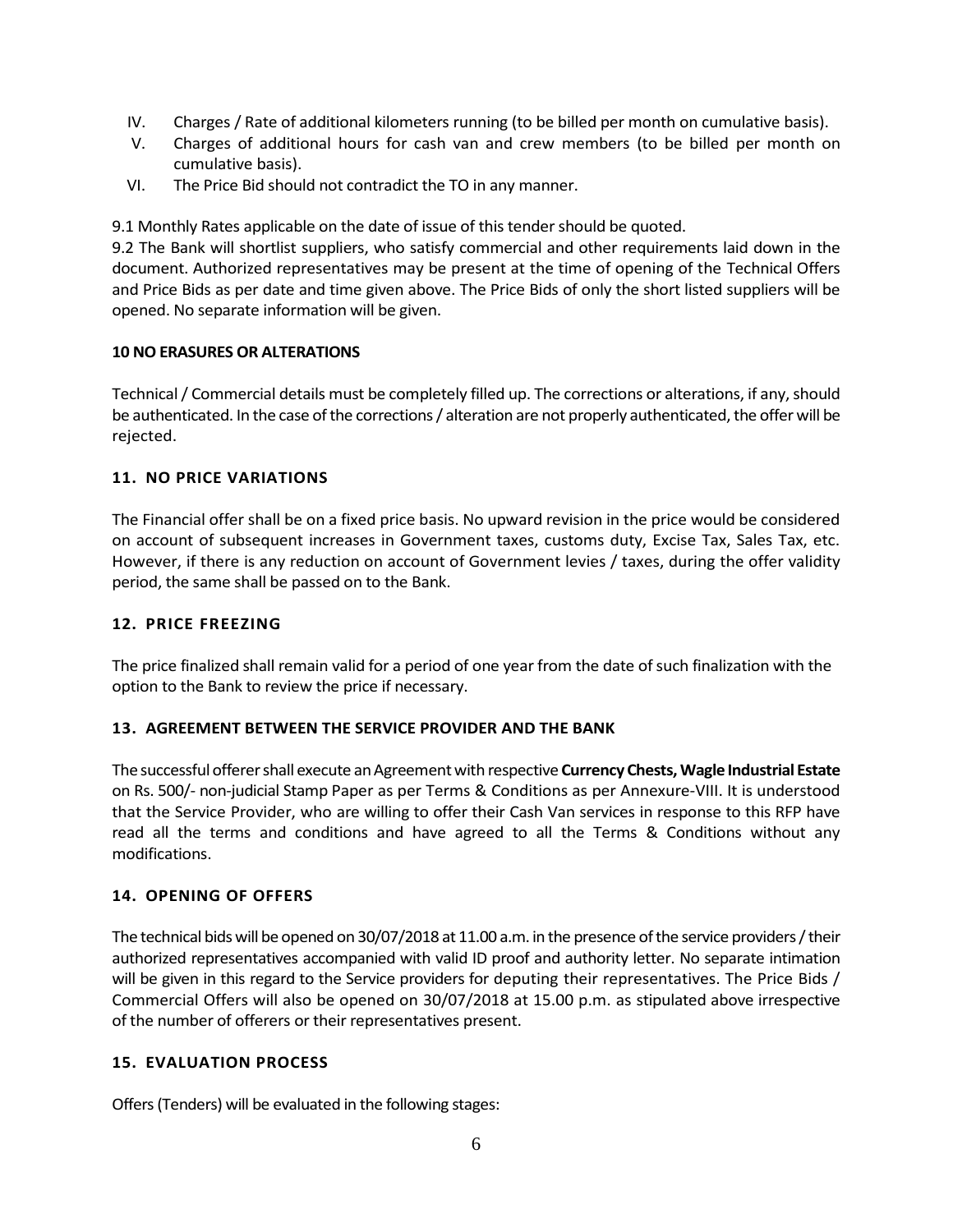IV. Charges / Rate of additional kilometers running (to be billed per month on cumulative basis).

V. Charges of additional hours for cash van and crew members (to be billed per month on cumulative basis).

VI. The Price Bid should not contradict the TO in any manner.

9.1 Monthly Rates applicable on the date of issue of this tender should be quoted.

9.2 The Bank will shortlist suppliers, who satisfy commercial and other requirements laid down in the document. Authorized representatives may be present at the time of opening of the Technical Offers and Price Bids as per date and time given above. The Price Bids of only the short listed suppliers will be opened. No separate information will be given.

## 10 NO ERASURES OR ALTERATIONS

Technical / Commercial details must be completely filled up. The corrections or alterations, if any, should be authenticated. In the case of the corrections / alteration are not properly authenticated, the offer will be rejected.

## 11. NO PRICE VARIATIONS

The Financial offer shall be on a fixed price basis. No upward revision in the price would be considered on account of subsequent increases in Government taxes, customs duty, Excise Tax, Sales Tax, etc. However, if there is any reduction on account of Government levies / taxes, during the offer validity period, the same shall be passed on to the Bank.

## 12. PRICE FREEZING

The price finalized shall remain valid for a period of one year from the date of such finalization with the option to the Bank to review the price if necessary.

## 13. AGREEMENT BETWEEN THE SERVICE PROVIDER AND THE BANK

The successful offerer shall execute an Agreement with respective **Currency Chests, Wagle Industrial Estate** on Rs. 500/- non-judicial Stamp Paper as per Terms & Conditions as per Annexure-VIII. It is understood that the Service Provider, who are willing to offer their Cash Van services in response to this RFP have read all the terms and conditions and have agreed to all the Terms & Conditions without any modifications.

## 14. OPENING OF OFFERS

The technical bids will be opened on 30/07/2018 at 11.00 a.m. in the presence of the service providers / their authorized representatives accompanied with valid ID proof and authority letter. No separate intimation will be given in this regard to the Service providers for deputing their representatives. The Price Bids / Commercial Offers will also be opened on 30/07/2018 at 15.00 p.m. as stipulated above irrespective of the number of offerers or their representatives present.

## 15. EVALUATION PROCESS

Offers (Tenders) will be evaluated in the following stages: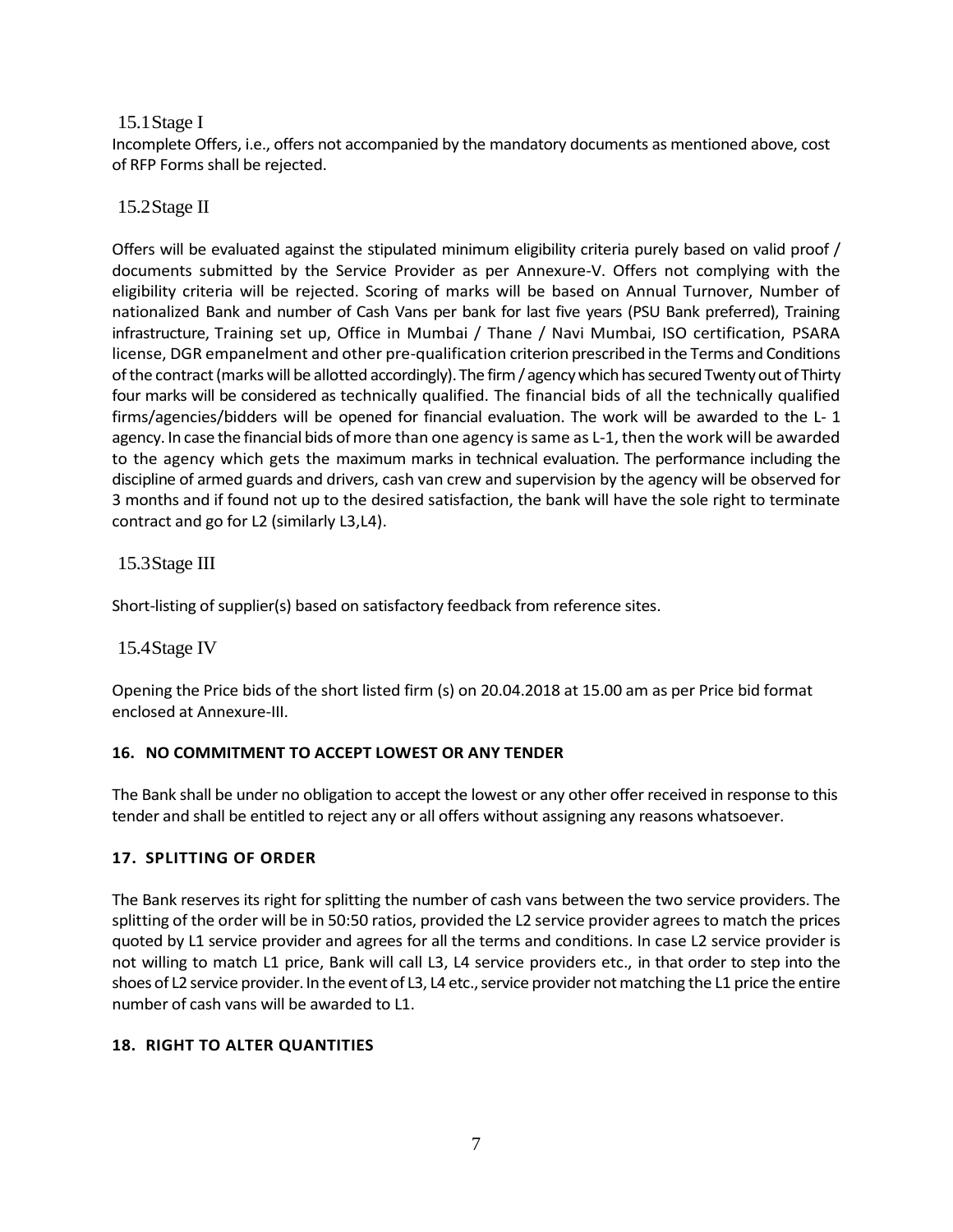### 15.1 Stage I

Incomplete Offers, i.e., offers not accompanied by the mandatory documents as mentioned above, cost of RFP Forms shall be rejected.

### 15.2 Stage II

Offers will be evaluated against the stipulated minimum eligibility criteria purely based on valid proof / documents submitted by the Service Provider as per Annexure-V. Offers not complying with the eligibility criteria will be rejected. Scoring of marks will be based on Annual Turnover, Number of nationalized Bank and number of Cash Vans per bank for last five years (PSU Bank preferred), Training infrastructure, Training set up, Office in Mumbai / Thane / Navi Mumbai, ISO certification, PSARA license, DGR empanelment and other pre-qualification criterion prescribed in the Terms and Conditions of the contract (marks will be allotted accordingly). The firm / agency which has secured Twenty out of Thirty four marks will be considered as technically qualified. The financial bids of all the technically qualified firms/agencies/bidders will be opened for financial evaluation. The work will be awarded to the L- 1 agency. In case the financial bids of more than one agency is same as L-1, then the work will be awarded to the agency which gets the maximum marks in technical evaluation. The performance including the discipline of armed guards and drivers, cash van crew and supervision by the agency will be observed for 3 months and if found not up to the desired satisfaction, the bank will have the sole right to terminate contract and go for L2 (similarly L3,L4).

### 15.3 Stage III

Short-listing of supplier(s) based on satisfactory feedback from reference sites.

### 15.4 Stage IV

Opening the Price bids of the short listed firm (s) on 20.04.2018 at 15.00 am as per Price bid format enclosed at Annexure-III.

## 16. NO COMMITMENT TO ACCEPT LOWEST OR ANY TENDER

The Bank shall be under no obligation to accept the lowest or any other offer received in response to this tender and shall be entitled to reject any or all offers without assigning any reasons whatsoever.

## 17. SPLITTING OF ORDER

The Bank reserves its right for splitting the number of cash vans between the two service providers. The splitting of the order will be in 50:50 ratios, provided the L2 service provider agrees to match the prices quoted by L1 service provider and agrees for all the terms and conditions. In case L2 service provider is not willing to match L1 price, Bank will call L3, L4 service providers etc., in that order to step into the shoes of L2 service provider. In the event of L3, L4 etc., service provider not matching the L1 price the entire number of cash vans will be awarded to L1.

## 18. RIGHT TO ALTER QUANTITIES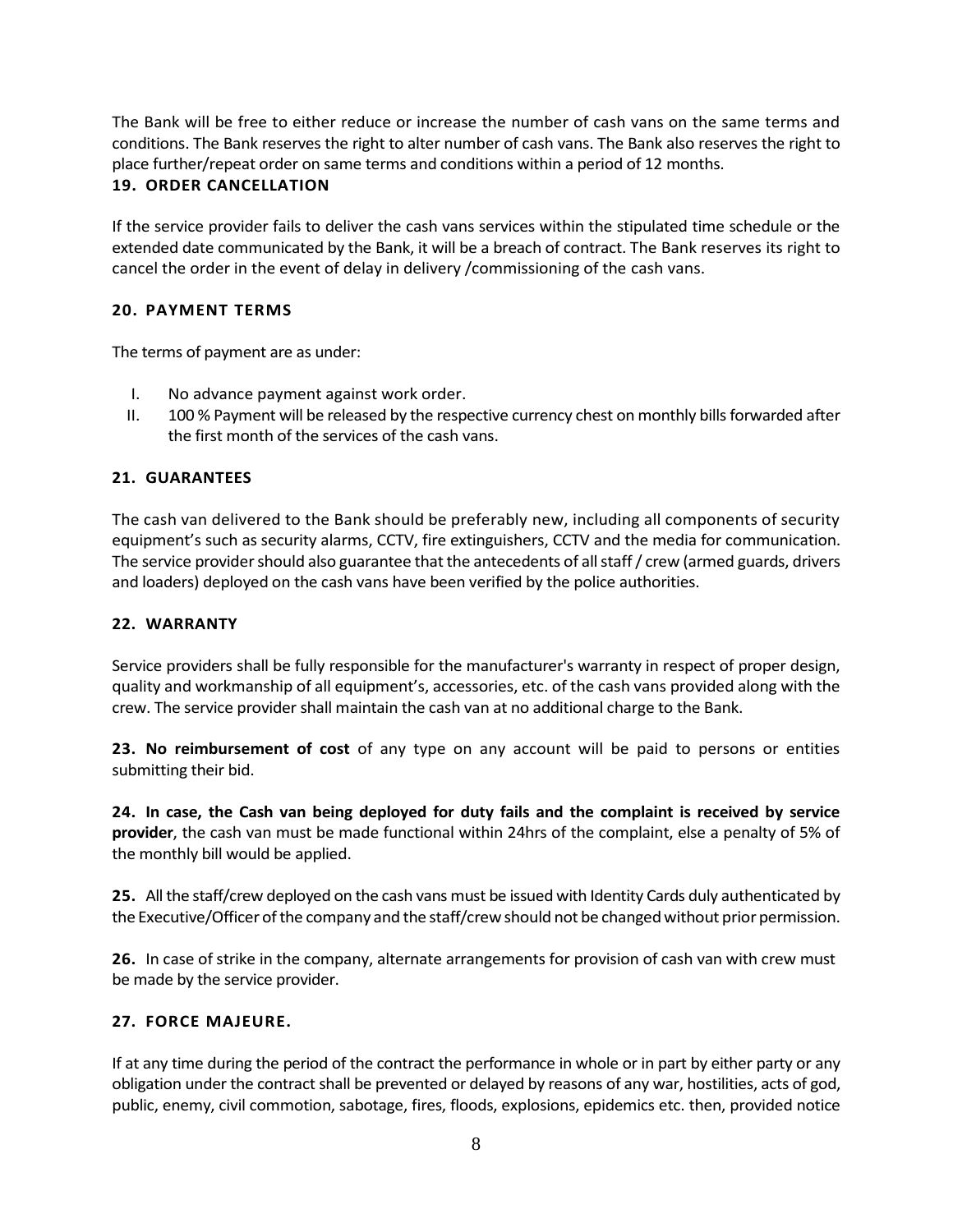The Bank will be free to either reduce or increase the number of cash vans on the same terms and conditions. The Bank reserves the right to alter number of cash vans. The Bank also reserves the right to place further/repeat order on same terms and conditions within a period of 12 months.

## 19. ORDER CANCELLATION

If the service provider fails to deliver the cash vans services within the stipulated time schedule or the extended date communicated by the Bank, it will be a breach of contract. The Bank reserves its right to cancel the order in the event of delay in delivery /commissioning of the cash vans.

## 20. PAYMENT TERMS

The terms of payment are as under:

I. No advance payment against work order.
II. 100 % Payment will be released by the respective currency chest on monthly bills forwarded after the first month of the services of the cash vans.

## 21. GUARANTEES

The cash van delivered to the Bank should be preferably new, including all components of security equipment's such as security alarms, CCTV, fire extinguishers, CCTV and the media for communication. The service provider should also guarantee that the antecedents of all staff / crew (armed guards, drivers and loaders) deployed on the cash vans have been verified by the police authorities.

## 22. WARRANTY

Service providers shall be fully responsible for the manufacturer's warranty in respect of proper design, quality and workmanship of all equipment's, accessories, etc. of the cash vans provided along with the crew. The service provider shall maintain the cash van at no additional charge to the Bank.

**23. No reimbursement of cost** of any type on any account will be paid to persons or entities submitting their bid.

**24. In case, the Cash van being deployed for duty fails and the complaint is received by service provider**, the cash van must be made functional within 24hrs of the complaint, else a penalty of 5% of the monthly bill would be applied.

**25.** All the staff/crew deployed on the cash vans must be issued with Identity Cards duly authenticated by the Executive/Officer of the company and the staff/crew should not be changed without prior permission.

**26.** In case of strike in the company, alternate arrangements for provision of cash van with crew must be made by the service provider.

## 27. FORCE MAJEURE.

If at any time during the period of the contract the performance in whole or in part by either party or any obligation under the contract shall be prevented or delayed by reasons of any war, hostilities, acts of god, public, enemy, civil commotion, sabotage, fires, floods, explosions, epidemics etc. then, provided notice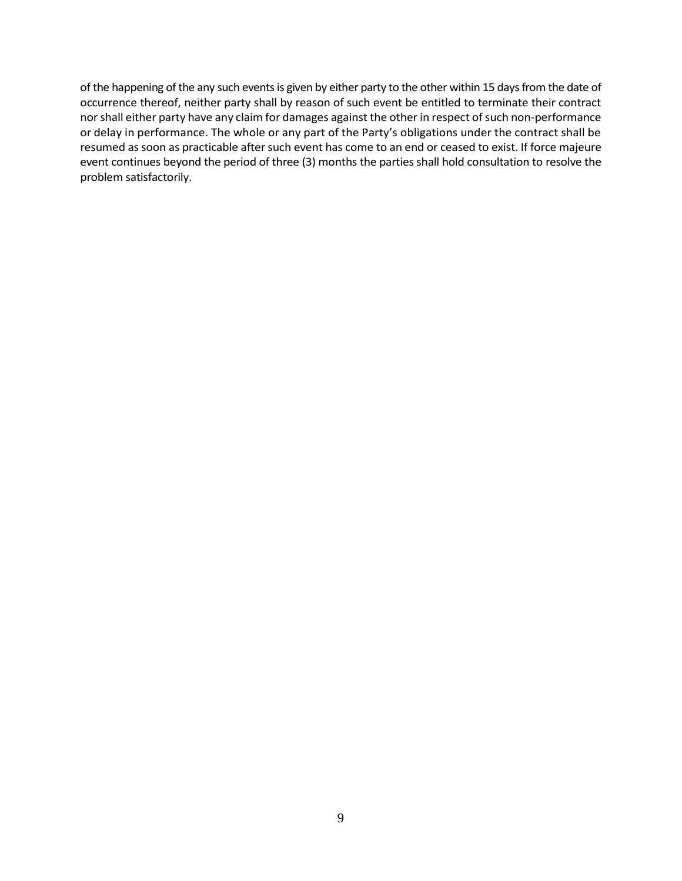of the happening of the any such events is given by either party to the other within 15 days from the date of occurrence thereof, neither party shall by reason of such event be entitled to terminate their contract nor shall either party have any claim for damages against the other in respect of such non-performance or delay in performance. The whole or any part of the Party's obligations under the contract shall be resumed as soon as practicable after such event has come to an end or ceased to exist. If force majeure event continues beyond the period of three (3) months the parties shall hold consultation to resolve the problem satisfactorily.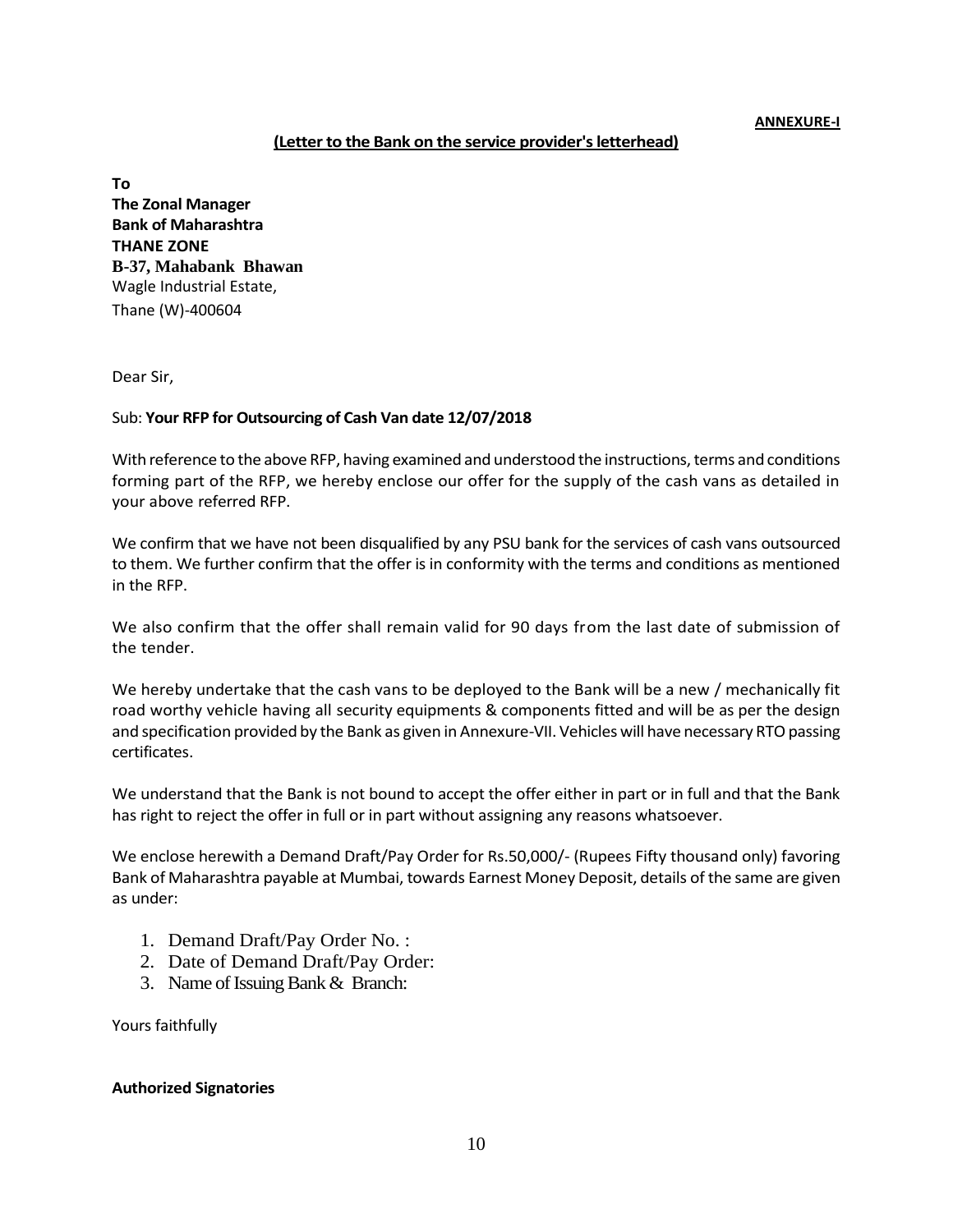**ANNEXURE-I**

**(Letter to the Bank on the service provider's letterhead)**

**To**
**The Zonal Manager**
**Bank of Maharashtra**
**THANE ZONE**
**B-37, Mahabank Bhawan**
Wagle Industrial Estate,
Thane (W)-400604

Dear Sir,

Sub: **Your RFP for Outsourcing of Cash Van date 12/07/2018**

With reference to the above RFP, having examined and understood the instructions, terms and conditions forming part of the RFP, we hereby enclose our offer for the supply of the cash vans as detailed in your above referred RFP.

We confirm that we have not been disqualified by any PSU bank for the services of cash vans outsourced to them. We further confirm that the offer is in conformity with the terms and conditions as mentioned in the RFP.

We also confirm that the offer shall remain valid for 90 days from the last date of submission of the tender.

We hereby undertake that the cash vans to be deployed to the Bank will be a new / mechanically fit road worthy vehicle having all security equipments & components fitted and will be as per the design and specification provided by the Bank as given in Annexure-VII. Vehicles will have necessary RTO passing certificates.

We understand that the Bank is not bound to accept the offer either in part or in full and that the Bank has right to reject the offer in full or in part without assigning any reasons whatsoever.

We enclose herewith a Demand Draft/Pay Order for Rs.50,000/- (Rupees Fifty thousand only) favoring Bank of Maharashtra payable at Mumbai, towards Earnest Money Deposit, details of the same are given as under:

1. Demand Draft/Pay Order No. :
2. Date of Demand Draft/Pay Order:
3. Name of Issuing Bank & Branch:

Yours faithfully

**Authorized Signatories**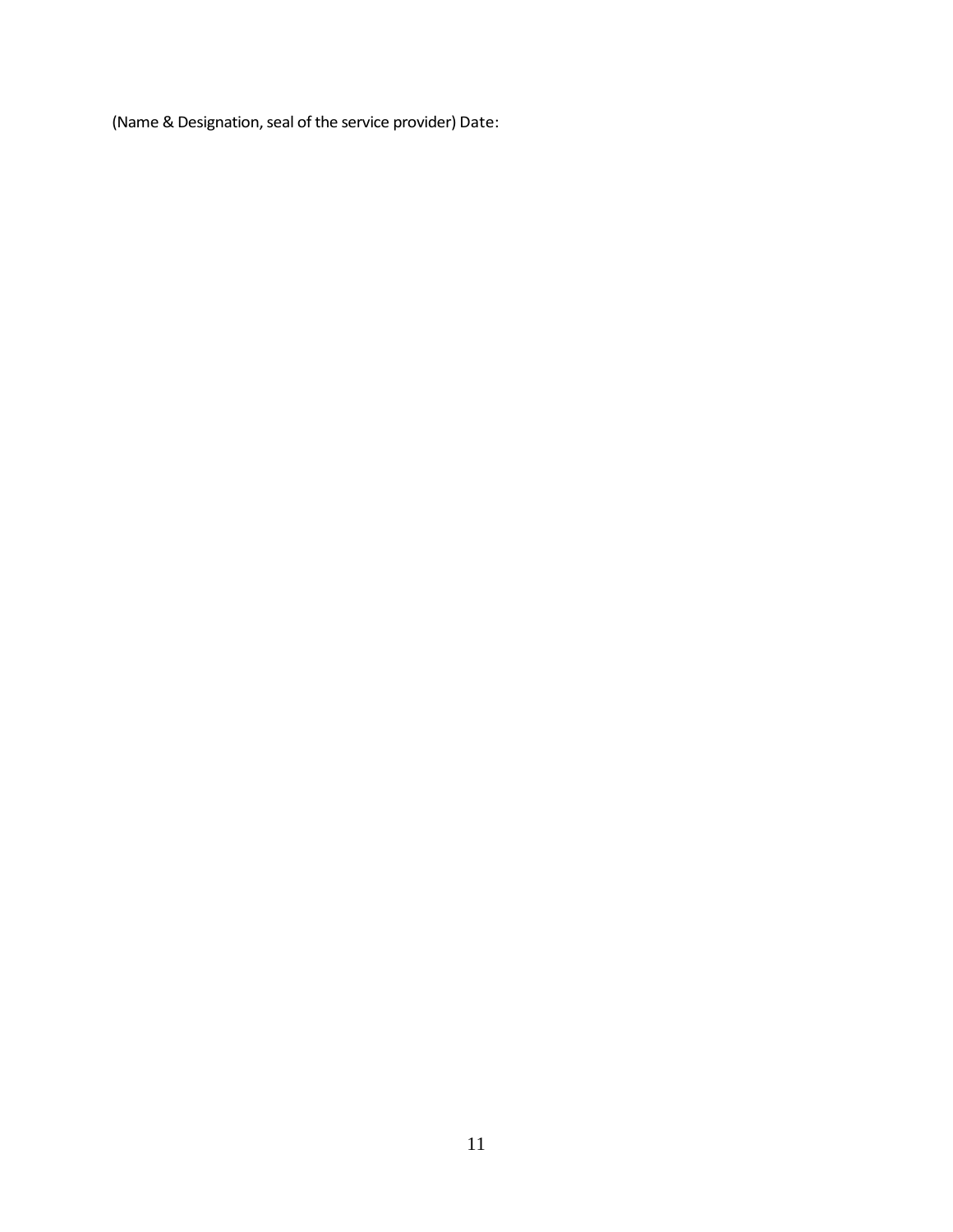(Name & Designation, seal of the service provider) Date: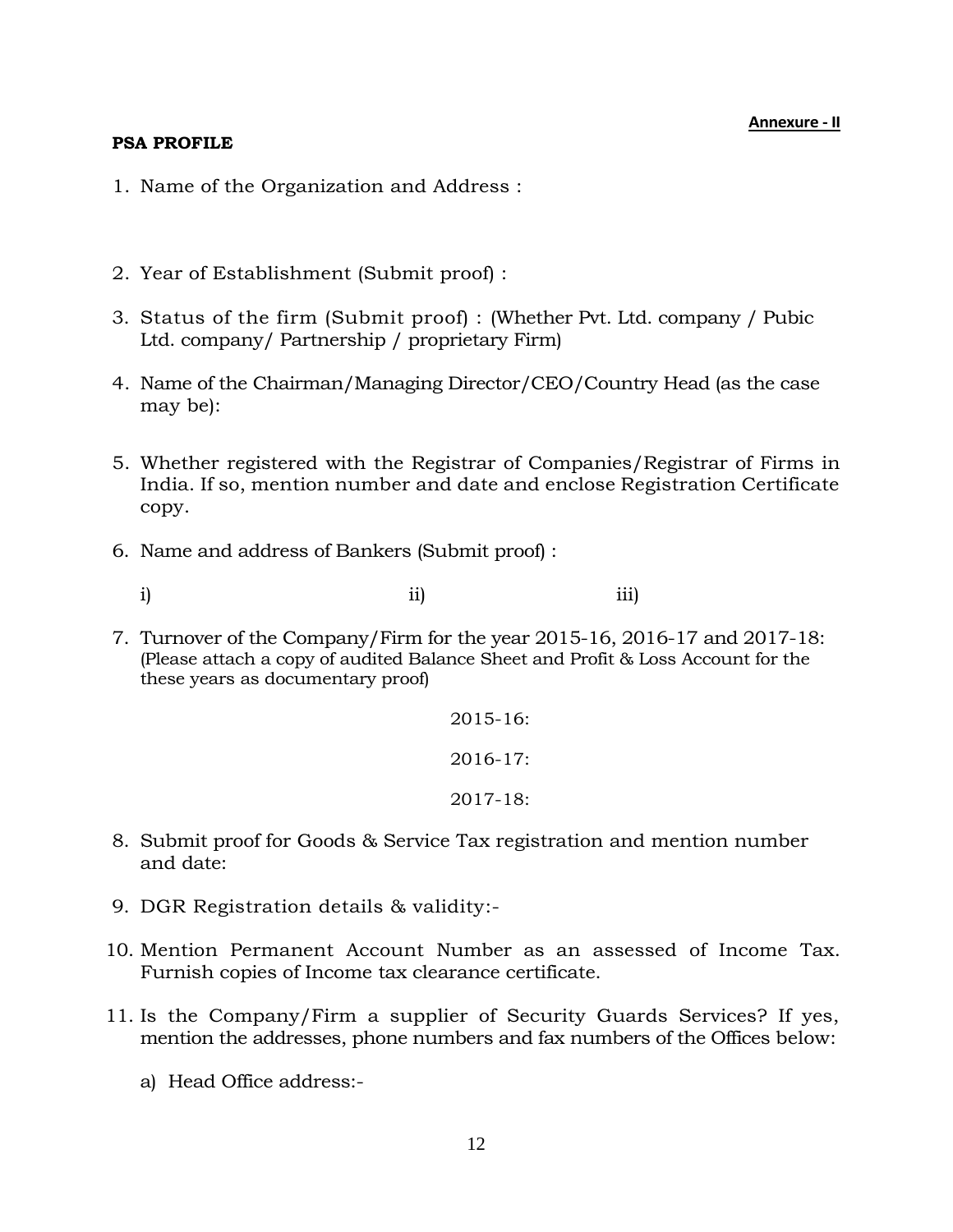**Annexure - II**

**PSA PROFILE**

1. Name of the Organization and Address :

2. Year of Establishment (Submit proof) :

3. Status of the firm (Submit proof) : (Whether Pvt. Ltd. company / Pubic Ltd. company/ Partnership / proprietary Firm)

4. Name of the Chairman/Managing Director/CEO/Country Head (as the case may be):

5. Whether registered with the Registrar of Companies/Registrar of Firms in India. If so, mention number and date and enclose Registration Certificate copy.

6. Name and address of Bankers (Submit proof) :

   i) ii) iii)

7. Turnover of the Company/Firm for the year 2015-16, 2016-17 and 2017-18: (Please attach a copy of audited Balance Sheet and Profit & Loss Account for the these years as documentary proof)

   2015-16:

   2016-17:

   2017-18:

8. Submit proof for Goods & Service Tax registration and mention number and date:

9. DGR Registration details & validity:-

10. Mention Permanent Account Number as an assessed of Income Tax. Furnish copies of Income tax clearance certificate.

11. Is the Company/Firm a supplier of Security Guards Services? If yes, mention the addresses, phone numbers and fax numbers of the Offices below:

    a) Head Office address:-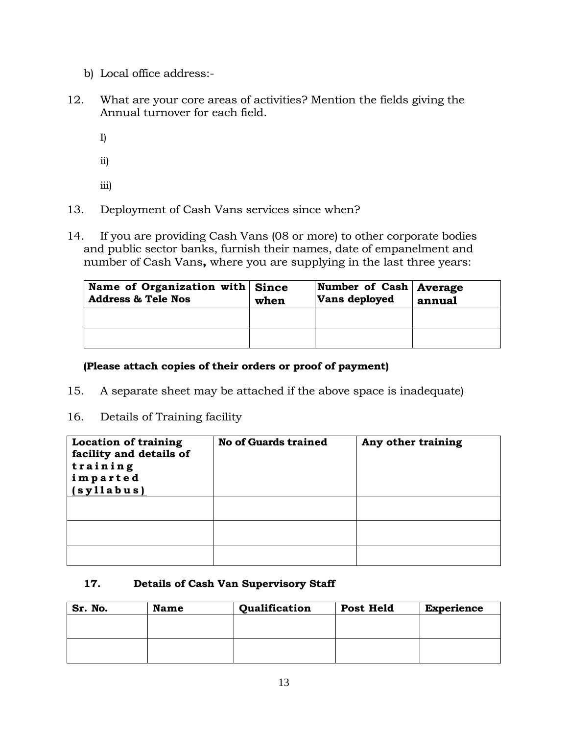b) Local office address:-

12. What are your core areas of activities? Mention the fields giving the Annual turnover for each field.

    I)

    ii)

    iii)

13. Deployment of Cash Vans services since when?

14. If you are providing Cash Vans (08 or more) to other corporate bodies and public sector banks, furnish their names, date of empanelment and number of Cash Vans**,** where you are supplying in the last three years:

| **Name of Organization with Address & Tele Nos** | **Since when** | **Number of Cash Vans deployed** | **Average annual** |
|---|---|---|---|
| | | | |
| | | | |

**(Please attach copies of their orders or proof of payment)**

15. A separate sheet may be attached if the above space is inadequate)

16. Details of Training facility

| **Location of training facility and details of training imparted (syllabus)** | **No of Guards trained** | **Any other training** |
|---|---|---|
| | | |
| | | |
| | | |

**17. Details of Cash Van Supervisory Staff**

| **Sr. No.** | **Name** | **Qualification** | **Post Held** | **Experience** |
|---|---|---|---|---|
| | | | | |
| | | | | |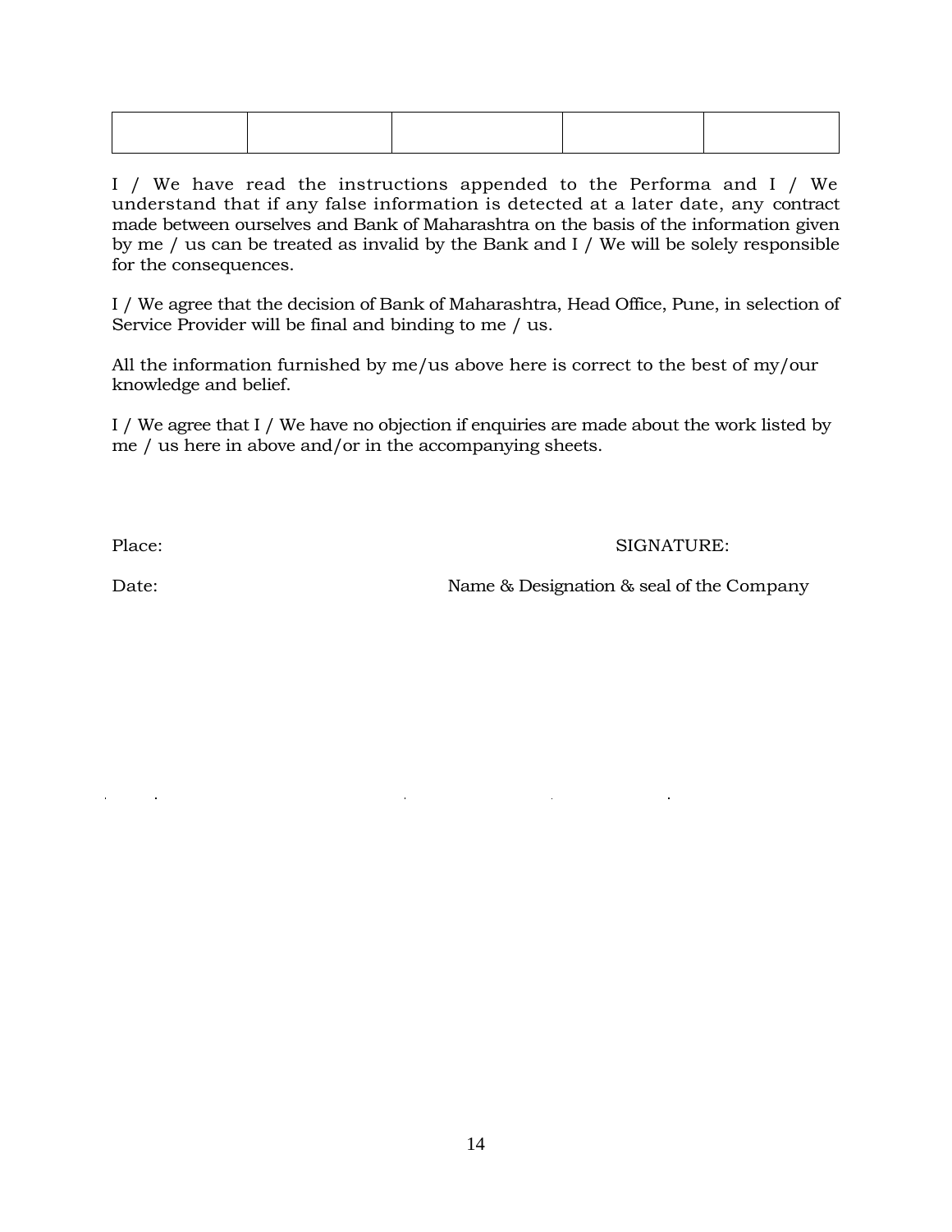| | | | | |
|---|---|---|---|---|
| | | | | |

I / We have read the instructions appended to the Performa and I / We understand that if any false information is detected at a later date, any contract made between ourselves and Bank of Maharashtra on the basis of the information given by me / us can be treated as invalid by the Bank and I / We will be solely responsible for the consequences.

I / We agree that the decision of Bank of Maharashtra, Head Office, Pune, in selection of Service Provider will be final and binding to me / us.

All the information furnished by me/us above here is correct to the best of my/our knowledge and belief.

I / We agree that I / We have no objection if enquiries are made about the work listed by me / us here in above and/or in the accompanying sheets.

Place: SIGNATURE:

Date: Name & Designation & seal of the Company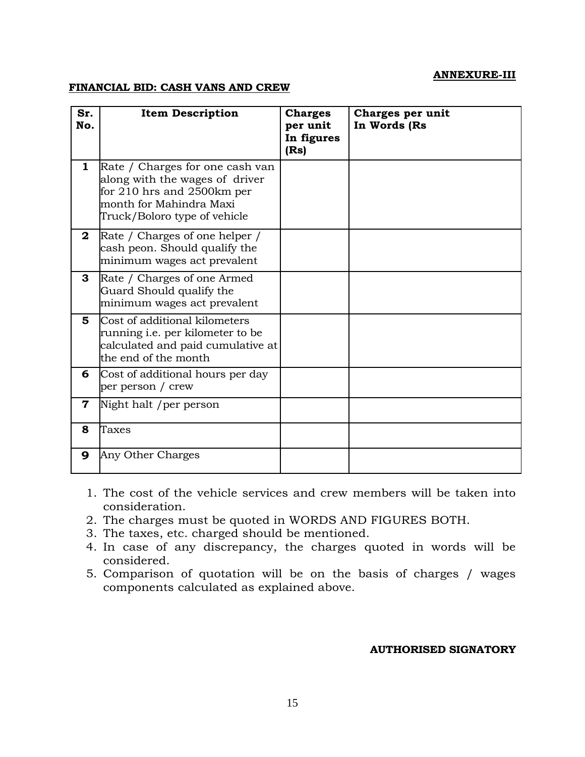**ANNEXURE-III**

**FINANCIAL BID: CASH VANS AND CREW**

| Sr. No. | Item Description | Charges per unit In figures (Rs) | Charges per unit In Words (Rs |
|---|---|---|---|
| **1** | Rate / Charges for one cash van along with the wages of driver for 210 hrs and 2500km per month for Mahindra Maxi Truck/Boloro type of vehicle | | |
| **2** | Rate / Charges of one helper / cash peon. Should qualify the minimum wages act prevalent | | |
| **3** | Rate / Charges of one Armed Guard Should qualify the minimum wages act prevalent | | |
| **5** | Cost of additional kilometers running i.e. per kilometer to be calculated and paid cumulative at the end of the month | | |
| **6** | Cost of additional hours per day per person / crew | | |
| **7** | Night halt /per person | | |
| **8** | Taxes | | |
| **9** | Any Other Charges | | |

1. The cost of the vehicle services and crew members will be taken into consideration.
2. The charges must be quoted in WORDS AND FIGURES BOTH.
3. The taxes, etc. charged should be mentioned.
4. In case of any discrepancy, the charges quoted in words will be considered.
5. Comparison of quotation will be on the basis of charges / wages components calculated as explained above.

**AUTHORISED SIGNATORY**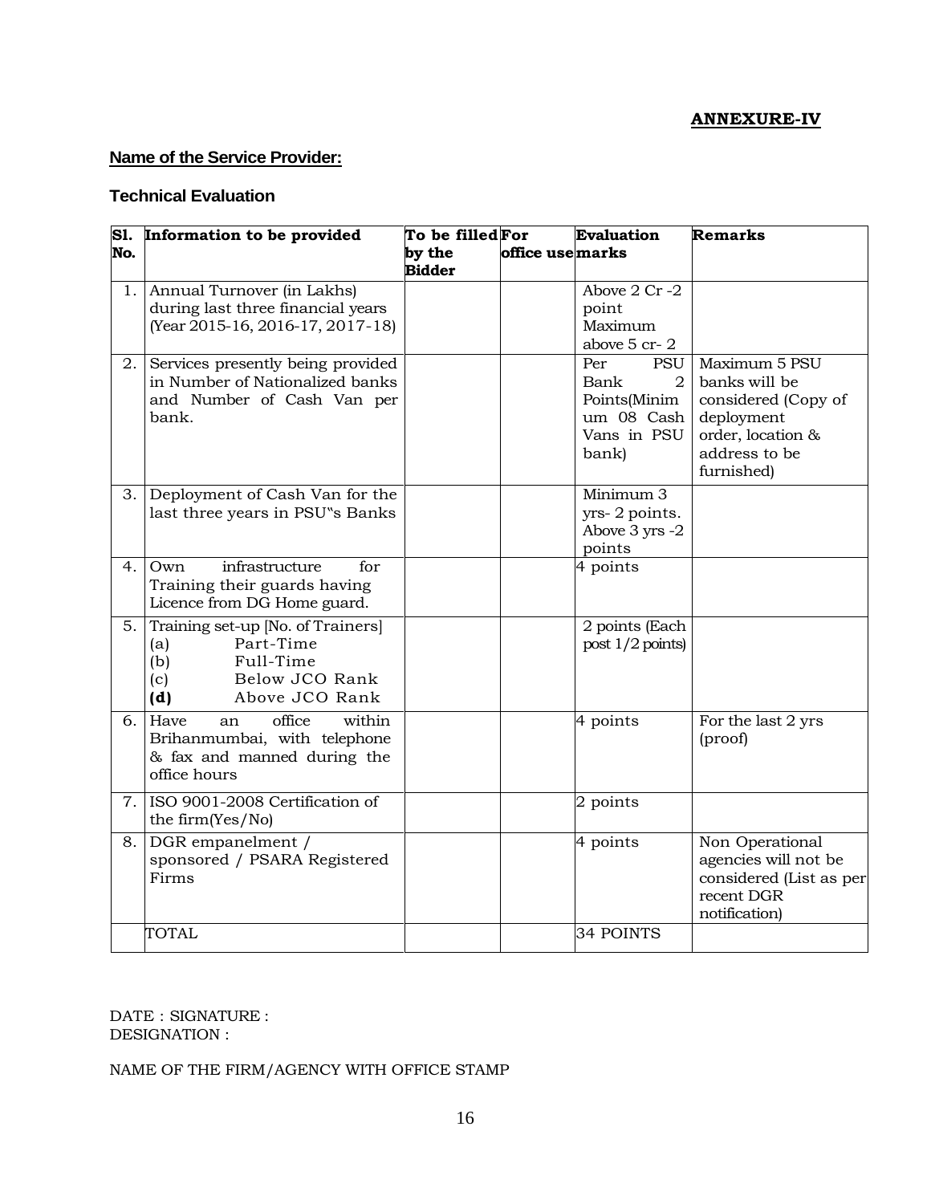**ANNEXURE-IV**

**Name of the Service Provider:**

**Technical Evaluation**

| Sl. No. | Information to be provided | To be filled by the Bidder | For office use | Evaluation marks | Remarks |
|---|---|---|---|---|---|
| 1. | Annual Turnover (in Lakhs) during last three financial years (Year 2015-16, 2016-17, 2017-18) | | | Above 2 Cr -2 point Maximum above 5 cr- 2 | |
| 2. | Services presently being provided in Number of Nationalized banks and Number of Cash Van per bank. | | | Per PSU Bank 2 Points(Minimum 08 Cash Vans in PSU bank) | Maximum 5 PSU banks will be considered (Copy of deployment order, location & address to be furnished) |
| 3. | Deployment of Cash Van for the last three years in PSU"s Banks | | | Minimum 3 yrs- 2 points. Above 3 yrs -2 points | |
| 4. | Own infrastructure for Training their guards having Licence from DG Home guard. | | | 4 points | |
| 5. | Training set-up [No. of Trainers]<br>(a) Part-Time<br>(b) Full-Time<br>(c) Below JCO Rank<br>**(d)** Above JCO Rank | | | 2 points (Each post 1/2 points) | |
| 6. | Have an office within Brihanmumbai, with telephone & fax and manned during the office hours | | | 4 points | For the last 2 yrs (proof) |
| 7. | ISO 9001-2008 Certification of the firm(Yes/No) | | | 2 points | |
| 8. | DGR empanelment / sponsored / PSARA Registered Firms | | | 4 points | Non Operational agencies will not be considered (List as per recent DGR notification) |
| | TOTAL | | | 34 POINTS | |

DATE : SIGNATURE :
DESIGNATION :

NAME OF THE FIRM/AGENCY WITH OFFICE STAMP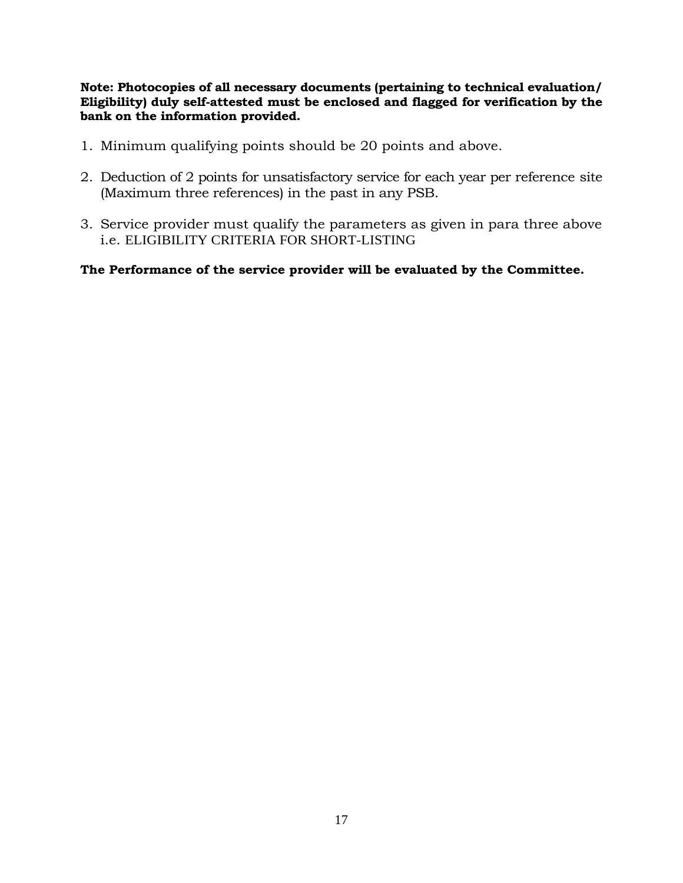**Note: Photocopies of all necessary documents (pertaining to technical evaluation/ Eligibility) duly self-attested must be enclosed and flagged for verification by the bank on the information provided.**

1. Minimum qualifying points should be 20 points and above.
2. Deduction of 2 points for unsatisfactory service for each year per reference site (Maximum three references) in the past in any PSB.
3. Service provider must qualify the parameters as given in para three above i.e. ELIGIBILITY CRITERIA FOR SHORT-LISTING

**The Performance of the service provider will be evaluated by the Committee.**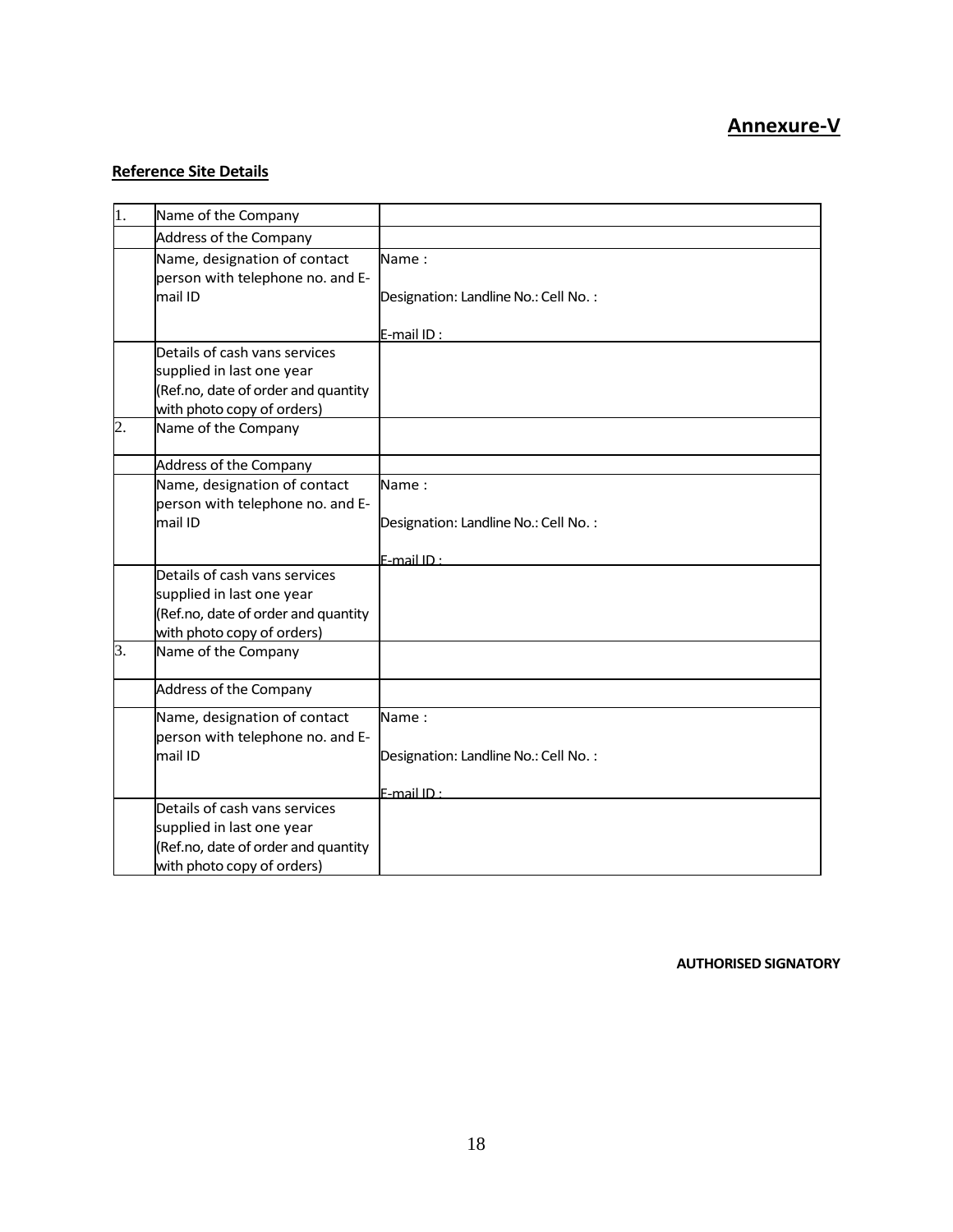## Annexure-V

**Reference Site Details**

| | | |
|---|---|---|
| 1. | Name of the Company | |
| | Address of the Company | |
| | Name, designation of contact person with telephone no. and E-mail ID | Name :<br><br>Designation: Landline No.: Cell No. :<br><br>E-mail ID : |
| | Details of cash vans services supplied in last one year (Ref.no, date of order and quantity with photo copy of orders) | |
| 2. | Name of the Company | |
| | Address of the Company | |
| | Name, designation of contact person with telephone no. and E-mail ID | Name :<br><br>Designation: Landline No.: Cell No. :<br><br>E-mail ID : |
| | Details of cash vans services supplied in last one year (Ref.no, date of order and quantity with photo copy of orders) | |
| 3. | Name of the Company | |
| | Address of the Company | |
| | Name, designation of contact person with telephone no. and E-mail ID | Name :<br><br>Designation: Landline No.: Cell No. :<br><br>E-mail ID : |
| | Details of cash vans services supplied in last one year (Ref.no, date of order and quantity with photo copy of orders) | |

**AUTHORISED SIGNATORY**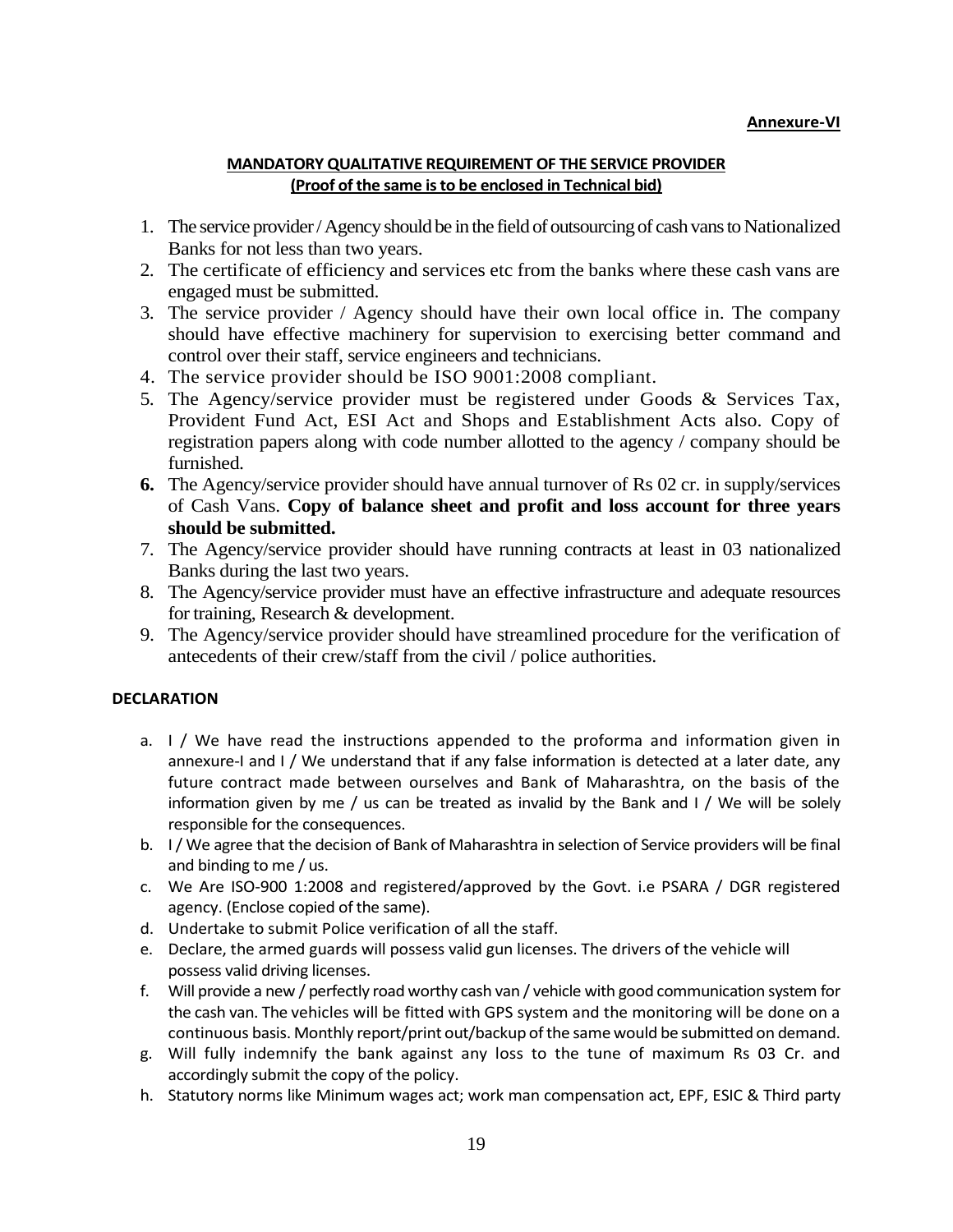**Annexure-VI**

**MANDATORY QUALITATIVE REQUIREMENT OF THE SERVICE PROVIDER**
**(Proof of the same is to be enclosed in Technical bid)**

1. The service provider / Agency should be in the field of outsourcing of cash vans to Nationalized Banks for not less than two years.
2. The certificate of efficiency and services etc from the banks where these cash vans are engaged must be submitted.
3. The service provider / Agency should have their own local office in. The company should have effective machinery for supervision to exercising better command and control over their staff, service engineers and technicians.
4. The service provider should be ISO 9001:2008 compliant.
5. The Agency/service provider must be registered under Goods & Services Tax, Provident Fund Act, ESI Act and Shops and Establishment Acts also. Copy of registration papers along with code number allotted to the agency / company should be furnished.
6. The Agency/service provider should have annual turnover of Rs 02 cr. in supply/services of Cash Vans. **Copy of balance sheet and profit and loss account for three years should be submitted.**
7. The Agency/service provider should have running contracts at least in 03 nationalized Banks during the last two years.
8. The Agency/service provider must have an effective infrastructure and adequate resources for training, Research & development.
9. The Agency/service provider should have streamlined procedure for the verification of antecedents of their crew/staff from the civil / police authorities.

**DECLARATION**

a. I / We have read the instructions appended to the proforma and information given in annexure-I and I / We understand that if any false information is detected at a later date, any future contract made between ourselves and Bank of Maharashtra, on the basis of the information given by me / us can be treated as invalid by the Bank and I / We will be solely responsible for the consequences.

b. I / We agree that the decision of Bank of Maharashtra in selection of Service providers will be final and binding to me / us.

c. We Are ISO-900 1:2008 and registered/approved by the Govt. i.e PSARA / DGR registered agency. (Enclose copied of the same).

d. Undertake to submit Police verification of all the staff.

e. Declare, the armed guards will possess valid gun licenses. The drivers of the vehicle will possess valid driving licenses.

f. Will provide a new / perfectly road worthy cash van / vehicle with good communication system for the cash van. The vehicles will be fitted with GPS system and the monitoring will be done on a continuous basis. Monthly report/print out/backup of the same would be submitted on demand.

g. Will fully indemnify the bank against any loss to the tune of maximum Rs 03 Cr. and accordingly submit the copy of the policy.

h. Statutory norms like Minimum wages act; work man compensation act, EPF, ESIC & Third party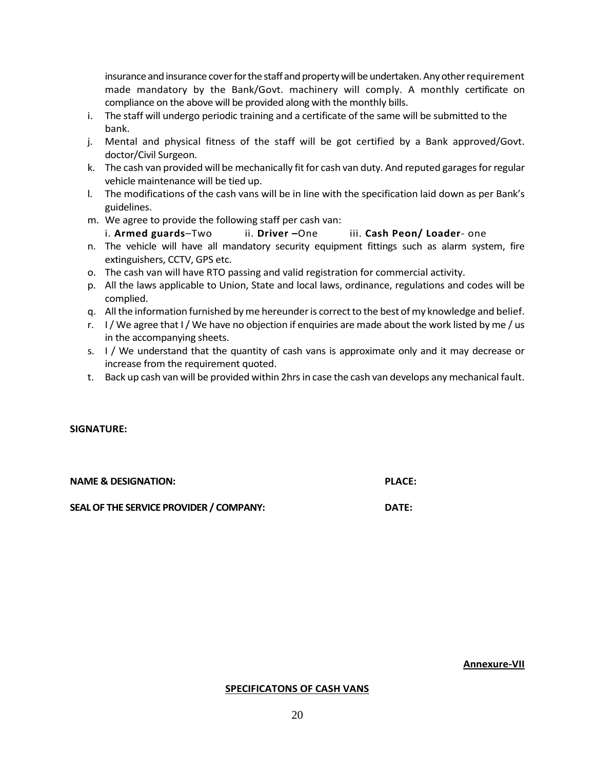insurance and insurance cover for the staff and property will be undertaken. Any other requirement made mandatory by the Bank/Govt. machinery will comply. A monthly certificate on compliance on the above will be provided along with the monthly bills.

i. The staff will undergo periodic training and a certificate of the same will be submitted to the bank.
j. Mental and physical fitness of the staff will be got certified by a Bank approved/Govt. doctor/Civil Surgeon.
k. The cash van provided will be mechanically fit for cash van duty. And reputed garages for regular vehicle maintenance will be tied up.
l. The modifications of the cash vans will be in line with the specification laid down as per Bank's guidelines.
m. We agree to provide the following staff per cash van:
   i. **Armed guards**–Two  ii. **Driver –**One  iii. **Cash Peon/ Loader**- one
n. The vehicle will have all mandatory security equipment fittings such as alarm system, fire extinguishers, CCTV, GPS etc.
o. The cash van will have RTO passing and valid registration for commercial activity.
p. All the laws applicable to Union, State and local laws, ordinance, regulations and codes will be complied.
q. All the information furnished by me hereunder is correct to the best of my knowledge and belief.
r. I / We agree that I / We have no objection if enquiries are made about the work listed by me / us in the accompanying sheets.
s. I / We understand that the quantity of cash vans is approximate only and it may decrease or increase from the requirement quoted.
t. Back up cash van will be provided within 2hrs in case the cash van develops any mechanical fault.

**SIGNATURE:**

**NAME & DESIGNATION:** **PLACE:**

**SEAL OF THE SERVICE PROVIDER / COMPANY:** **DATE:**

**Annexure-VII**

## SPECIFICATONS OF CASH VANS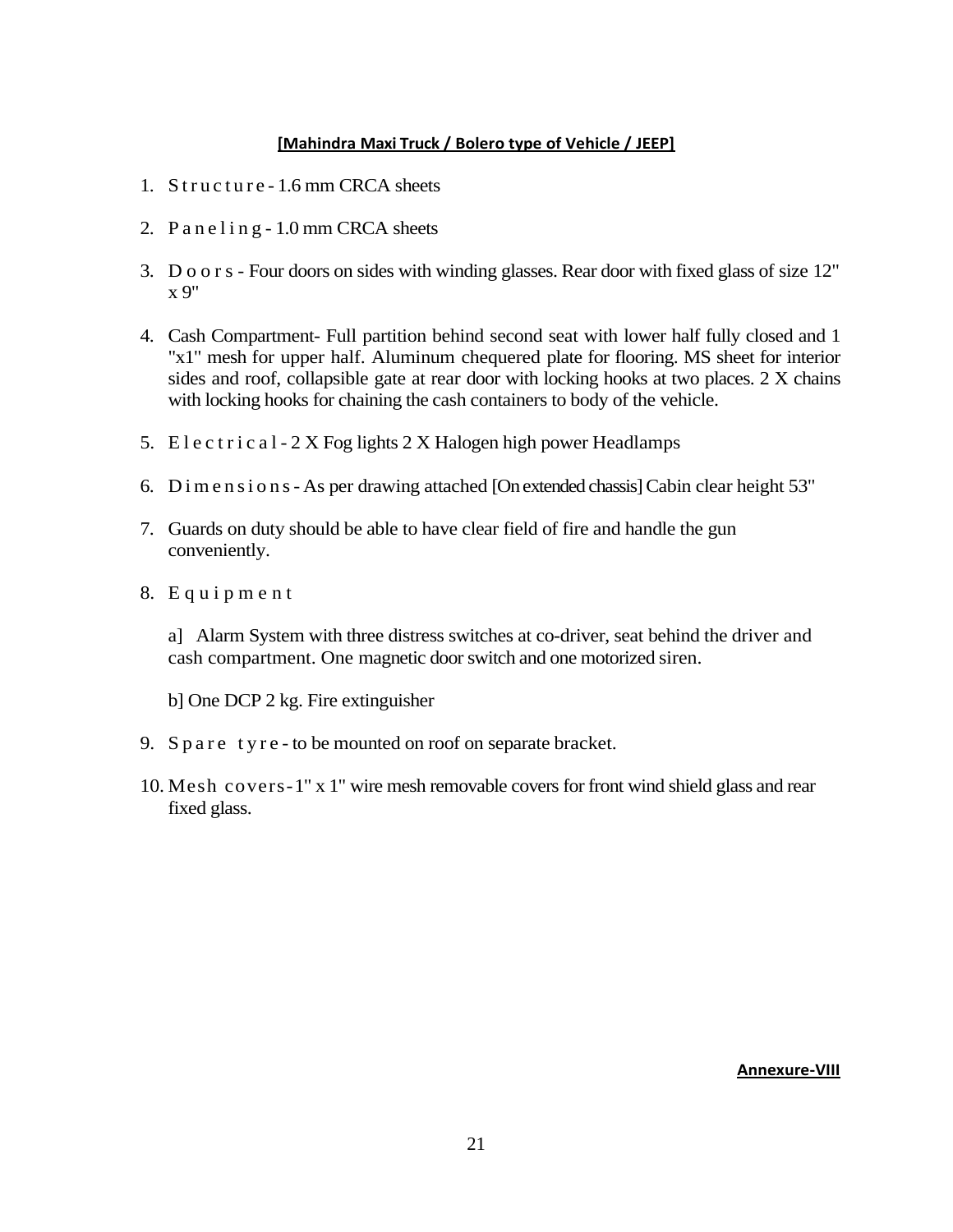**[Mahindra Maxi Truck / Bolero type of Vehicle / JEEP]**

1. Structure - 1.6 mm CRCA sheets

2. Paneling - 1.0 mm CRCA sheets

3. Doors - Four doors on sides with winding glasses. Rear door with fixed glass of size 12" x 9"

4. Cash Compartment- Full partition behind second seat with lower half fully closed and 1 "x1" mesh for upper half. Aluminum chequered plate for flooring. MS sheet for interior sides and roof, collapsible gate at rear door with locking hooks at two places. 2 X chains with locking hooks for chaining the cash containers to body of the vehicle.

5. Electrical - 2 X Fog lights 2 X Halogen high power Headlamps

6. Dimensions - As per drawing attached [On extended chassis] Cabin clear height 53"

7. Guards on duty should be able to have clear field of fire and handle the gun conveniently.

8. Equipment

   a] Alarm System with three distress switches at co-driver, seat behind the driver and cash compartment. One magnetic door switch and one motorized siren.

   b] One DCP 2 kg. Fire extinguisher

9. Spare tyre - to be mounted on roof on separate bracket.

10. Mesh covers - 1" x 1" wire mesh removable covers for front wind shield glass and rear fixed glass.

**Annexure-VIII**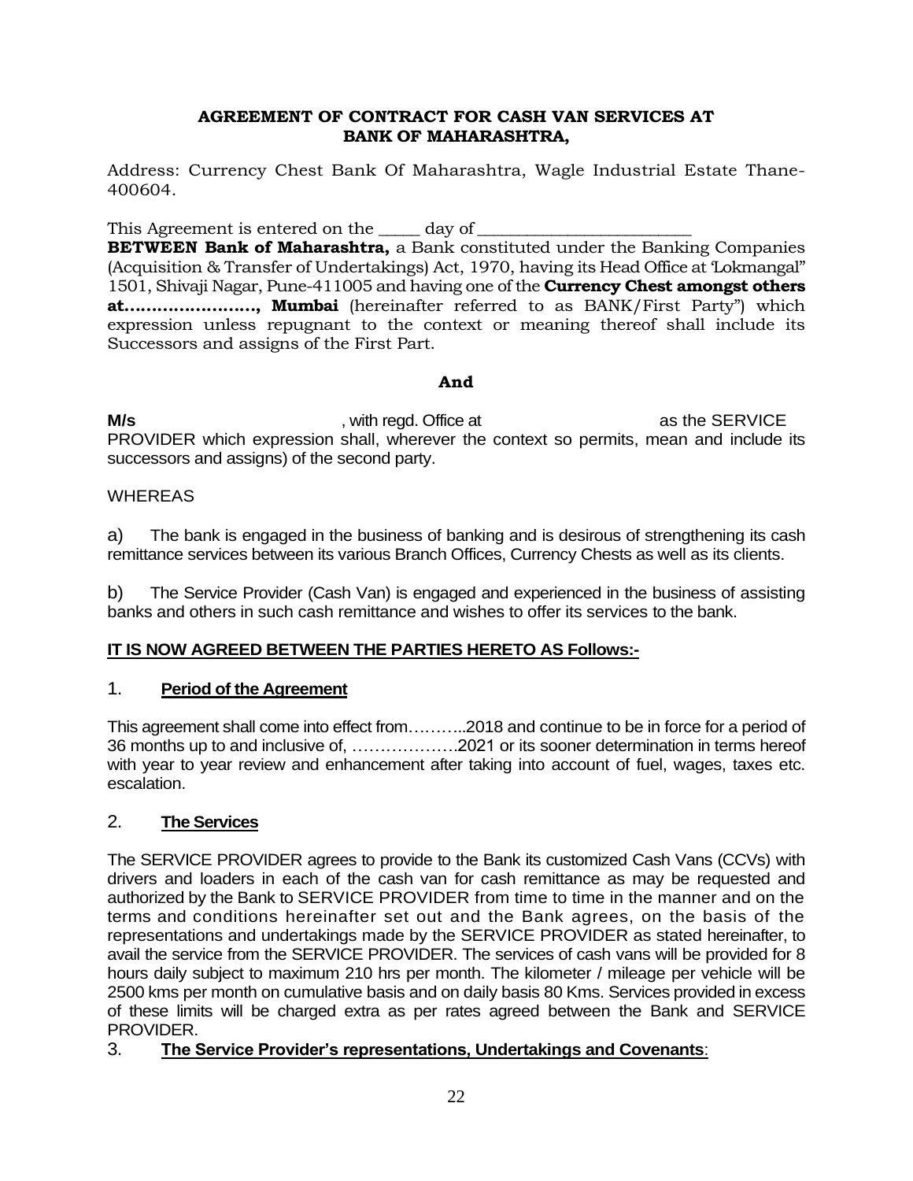**AGREEMENT OF CONTRACT FOR CASH VAN SERVICES AT BANK OF MAHARASHTRA,**

Address: Currency Chest Bank Of Maharashtra, Wagle Industrial Estate Thane-400604.

This Agreement is entered on the _____ day of _________________________

**BETWEEN Bank of Maharashtra,** a Bank constituted under the Banking Companies (Acquisition & Transfer of Undertakings) Act, 1970, having its Head Office at 'Lokmangal" 1501, Shivaji Nagar, Pune-411005 and having one of the **Currency Chest amongst others at……………………, Mumbai** (hereinafter referred to as BANK/First Party") which expression unless repugnant to the context or meaning thereof shall include its Successors and assigns of the First Part.

**And**

**M/s** , with regd. Office at as the SERVICE PROVIDER which expression shall, wherever the context so permits, mean and include its successors and assigns) of the second party.

WHEREAS

a) The bank is engaged in the business of banking and is desirous of strengthening its cash remittance services between its various Branch Offices, Currency Chests as well as its clients.

b) The Service Provider (Cash Van) is engaged and experienced in the business of assisting banks and others in such cash remittance and wishes to offer its services to the bank.

**IT IS NOW AGREED BETWEEN THE PARTIES HERETO AS Follows:-**

1. **Period of the Agreement**

This agreement shall come into effect from………..2018 and continue to be in force for a period of 36 months up to and inclusive of, ……………….2021 or its sooner determination in terms hereof with year to year review and enhancement after taking into account of fuel, wages, taxes etc. escalation.

2. **The Services**

The SERVICE PROVIDER agrees to provide to the Bank its customized Cash Vans (CCVs) with drivers and loaders in each of the cash van for cash remittance as may be requested and authorized by the Bank to SERVICE PROVIDER from time to time in the manner and on the terms and conditions hereinafter set out and the Bank agrees, on the basis of the representations and undertakings made by the SERVICE PROVIDER as stated hereinafter, to avail the service from the SERVICE PROVIDER. The services of cash vans will be provided for 8 hours daily subject to maximum 210 hrs per month. The kilometer / mileage per vehicle will be 2500 kms per month on cumulative basis and on daily basis 80 Kms. Services provided in excess of these limits will be charged extra as per rates agreed between the Bank and SERVICE PROVIDER.

3. **The Service Provider's representations, Undertakings and Covenants**: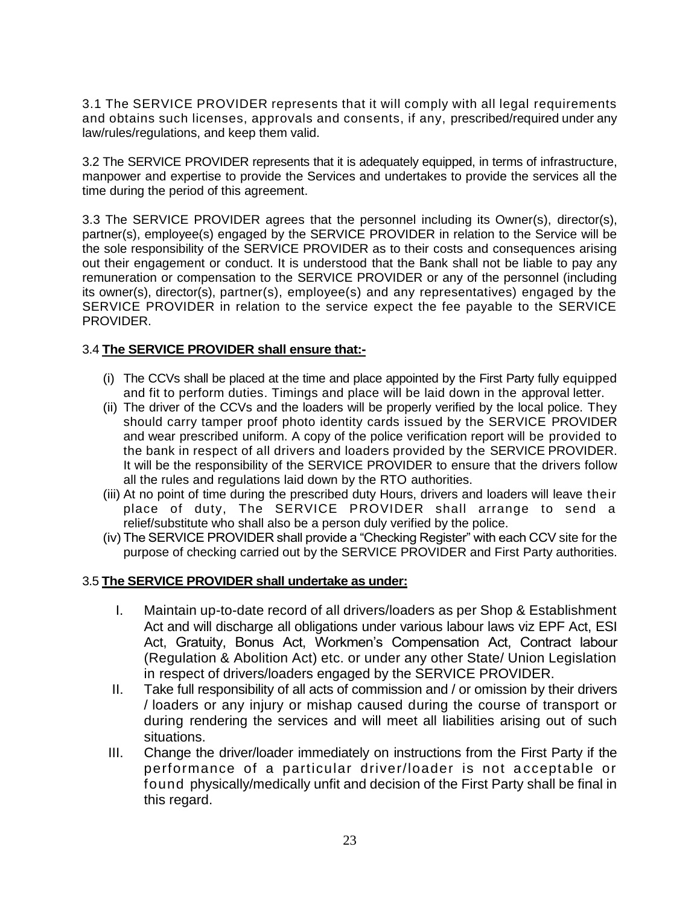3.1 The SERVICE PROVIDER represents that it will comply with all legal requirements and obtains such licenses, approvals and consents, if any, prescribed/required under any law/rules/regulations, and keep them valid.

3.2 The SERVICE PROVIDER represents that it is adequately equipped, in terms of infrastructure, manpower and expertise to provide the Services and undertakes to provide the services all the time during the period of this agreement.

3.3 The SERVICE PROVIDER agrees that the personnel including its Owner(s), director(s), partner(s), employee(s) engaged by the SERVICE PROVIDER in relation to the Service will be the sole responsibility of the SERVICE PROVIDER as to their costs and consequences arising out their engagement or conduct. It is understood that the Bank shall not be liable to pay any remuneration or compensation to the SERVICE PROVIDER or any of the personnel (including its owner(s), director(s), partner(s), employee(s) and any representatives) engaged by the SERVICE PROVIDER in relation to the service expect the fee payable to the SERVICE PROVIDER.

3.4 **The SERVICE PROVIDER shall ensure that:-**

(i) The CCVs shall be placed at the time and place appointed by the First Party fully equipped and fit to perform duties. Timings and place will be laid down in the approval letter.

(ii) The driver of the CCVs and the loaders will be properly verified by the local police. They should carry tamper proof photo identity cards issued by the SERVICE PROVIDER and wear prescribed uniform. A copy of the police verification report will be provided to the bank in respect of all drivers and loaders provided by the SERVICE PROVIDER. It will be the responsibility of the SERVICE PROVIDER to ensure that the drivers follow all the rules and regulations laid down by the RTO authorities.

(iii) At no point of time during the prescribed duty Hours, drivers and loaders will leave their place of duty, The SERVICE PROVIDER shall arrange to send a relief/substitute who shall also be a person duly verified by the police.

(iv) The SERVICE PROVIDER shall provide a "Checking Register" with each CCV site for the purpose of checking carried out by the SERVICE PROVIDER and First Party authorities.

3.5 **The SERVICE PROVIDER shall undertake as under:**

I. Maintain up-to-date record of all drivers/loaders as per Shop & Establishment Act and will discharge all obligations under various labour laws viz EPF Act, ESI Act, Gratuity, Bonus Act, Workmen's Compensation Act, Contract labour (Regulation & Abolition Act) etc. or under any other State/ Union Legislation in respect of drivers/loaders engaged by the SERVICE PROVIDER.

II. Take full responsibility of all acts of commission and / or omission by their drivers / loaders or any injury or mishap caused during the course of transport or during rendering the services and will meet all liabilities arising out of such situations.

III. Change the driver/loader immediately on instructions from the First Party if the performance of a particular driver/loader is not acceptable or found physically/medically unfit and decision of the First Party shall be final in this regard.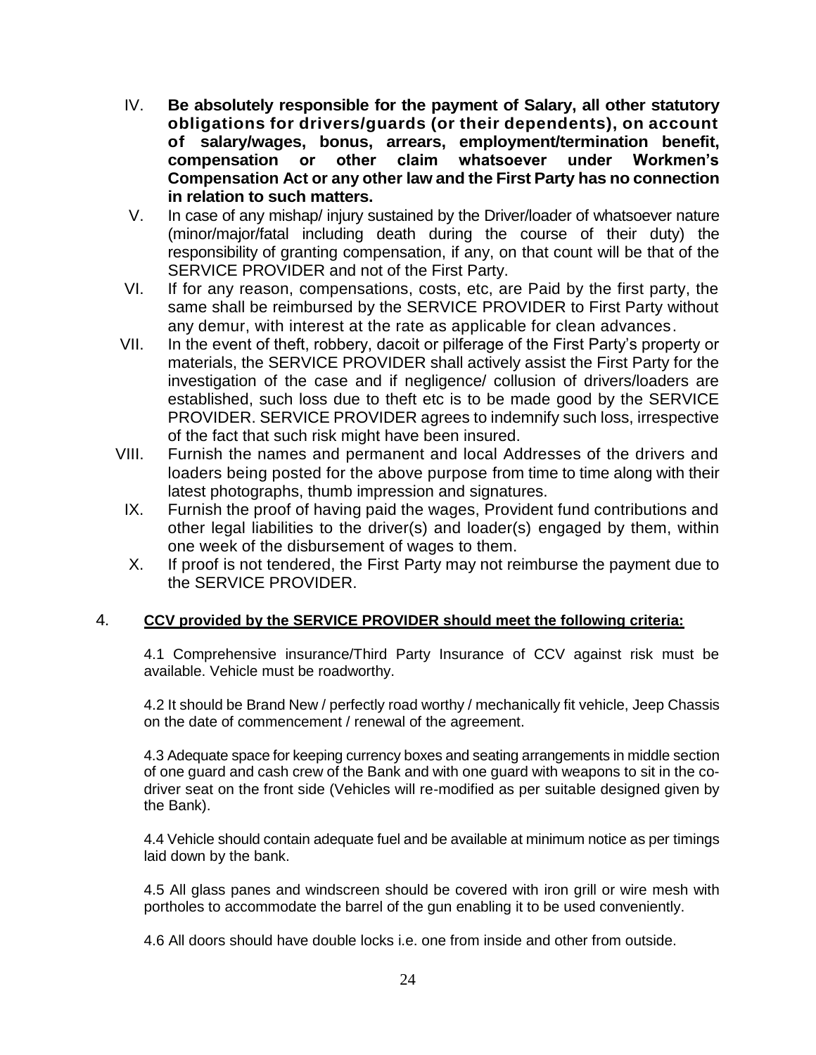IV. **Be absolutely responsible for the payment of Salary, all other statutory obligations for drivers/guards (or their dependents), on account of salary/wages, bonus, arrears, employment/termination benefit, compensation or other claim whatsoever under Workmen's Compensation Act or any other law and the First Party has no connection in relation to such matters.**

V. In case of any mishap/ injury sustained by the Driver/loader of whatsoever nature (minor/major/fatal including death during the course of their duty) the responsibility of granting compensation, if any, on that count will be that of the SERVICE PROVIDER and not of the First Party.

VI. If for any reason, compensations, costs, etc, are Paid by the first party, the same shall be reimbursed by the SERVICE PROVIDER to First Party without any demur, with interest at the rate as applicable for clean advances.

VII. In the event of theft, robbery, dacoit or pilferage of the First Party's property or materials, the SERVICE PROVIDER shall actively assist the First Party for the investigation of the case and if negligence/ collusion of drivers/loaders are established, such loss due to theft etc is to be made good by the SERVICE PROVIDER. SERVICE PROVIDER agrees to indemnify such loss, irrespective of the fact that such risk might have been insured.

VIII. Furnish the names and permanent and local Addresses of the drivers and loaders being posted for the above purpose from time to time along with their latest photographs, thumb impression and signatures.

IX. Furnish the proof of having paid the wages, Provident fund contributions and other legal liabilities to the driver(s) and loader(s) engaged by them, within one week of the disbursement of wages to them.

X. If proof is not tendered, the First Party may not reimburse the payment due to the SERVICE PROVIDER.

4. **<u>CCV provided by the SERVICE PROVIDER should meet the following criteria:</u>**

4.1 Comprehensive insurance/Third Party Insurance of CCV against risk must be available. Vehicle must be roadworthy.

4.2 It should be Brand New / perfectly road worthy / mechanically fit vehicle, Jeep Chassis on the date of commencement / renewal of the agreement.

4.3 Adequate space for keeping currency boxes and seating arrangements in middle section of one guard and cash crew of the Bank and with one guard with weapons to sit in the co-driver seat on the front side (Vehicles will re-modified as per suitable designed given by the Bank).

4.4 Vehicle should contain adequate fuel and be available at minimum notice as per timings laid down by the bank.

4.5 All glass panes and windscreen should be covered with iron grill or wire mesh with portholes to accommodate the barrel of the gun enabling it to be used conveniently.

4.6 All doors should have double locks i.e. one from inside and other from outside.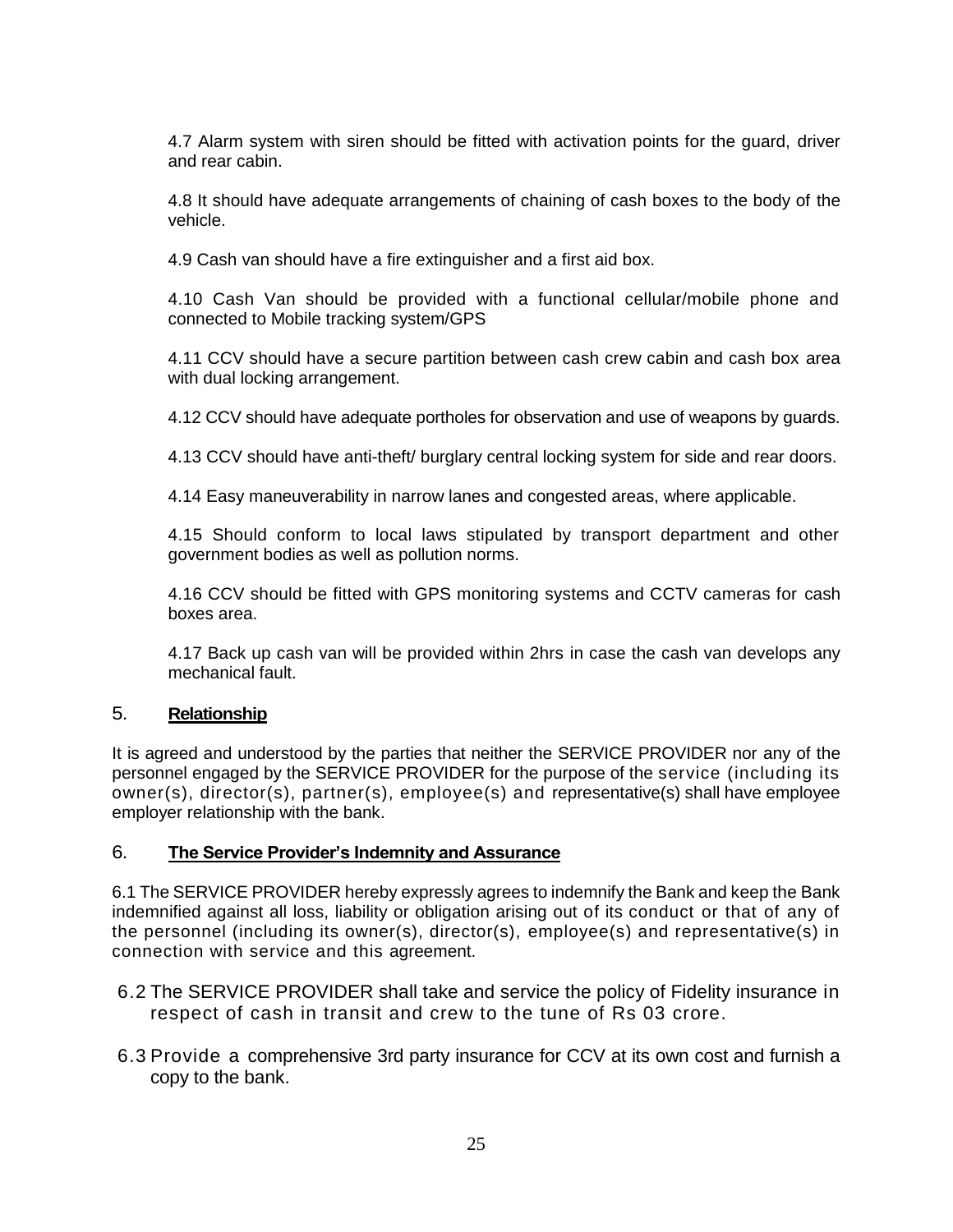4.7 Alarm system with siren should be fitted with activation points for the guard, driver and rear cabin.

4.8 It should have adequate arrangements of chaining of cash boxes to the body of the vehicle.

4.9 Cash van should have a fire extinguisher and a first aid box.

4.10 Cash Van should be provided with a functional cellular/mobile phone and connected to Mobile tracking system/GPS

4.11 CCV should have a secure partition between cash crew cabin and cash box area with dual locking arrangement.

4.12 CCV should have adequate portholes for observation and use of weapons by guards.

4.13 CCV should have anti-theft/ burglary central locking system for side and rear doors.

4.14 Easy maneuverability in narrow lanes and congested areas, where applicable.

4.15 Should conform to local laws stipulated by transport department and other government bodies as well as pollution norms.

4.16 CCV should be fitted with GPS monitoring systems and CCTV cameras for cash boxes area.

4.17 Back up cash van will be provided within 2hrs in case the cash van develops any mechanical fault.

## 5. **Relationship**

It is agreed and understood by the parties that neither the SERVICE PROVIDER nor any of the personnel engaged by the SERVICE PROVIDER for the purpose of the service (including its owner(s), director(s), partner(s), employee(s) and representative(s) shall have employee employer relationship with the bank.

## 6. **The Service Provider's Indemnity and Assurance**

6.1 The SERVICE PROVIDER hereby expressly agrees to indemnify the Bank and keep the Bank indemnified against all loss, liability or obligation arising out of its conduct or that of any of the personnel (including its owner(s), director(s), employee(s) and representative(s) in connection with service and this agreement.

6.2 The SERVICE PROVIDER shall take and service the policy of Fidelity insurance in respect of cash in transit and crew to the tune of Rs 03 crore.

6.3 Provide a comprehensive 3rd party insurance for CCV at its own cost and furnish a copy to the bank.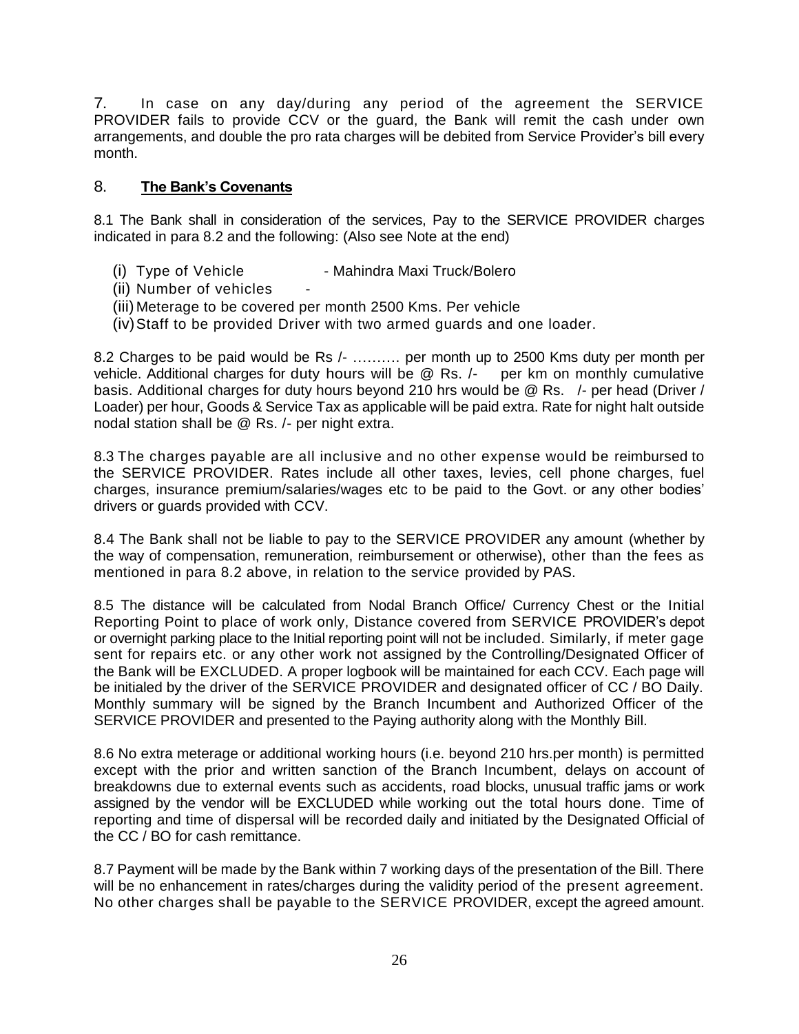7. In case on any day/during any period of the agreement the SERVICE PROVIDER fails to provide CCV or the guard, the Bank will remit the cash under own arrangements, and double the pro rata charges will be debited from Service Provider's bill every month.

## 8. **The Bank's Covenants**

8.1 The Bank shall in consideration of the services, Pay to the SERVICE PROVIDER charges indicated in para 8.2 and the following: (Also see Note at the end)

(i) Type of Vehicle - Mahindra Maxi Truck/Bolero
(ii) Number of vehicles -
(iii) Meterage to be covered per month 2500 Kms. Per vehicle
(iv) Staff to be provided Driver with two armed guards and one loader.

8.2 Charges to be paid would be Rs /- ………. per month up to 2500 Kms duty per month per vehicle. Additional charges for duty hours will be @ Rs. /- per km on monthly cumulative basis. Additional charges for duty hours beyond 210 hrs would be @ Rs. /- per head (Driver / Loader) per hour, Goods & Service Tax as applicable will be paid extra. Rate for night halt outside nodal station shall be @ Rs. /- per night extra.

8.3 The charges payable are all inclusive and no other expense would be reimbursed to the SERVICE PROVIDER. Rates include all other taxes, levies, cell phone charges, fuel charges, insurance premium/salaries/wages etc to be paid to the Govt. or any other bodies' drivers or guards provided with CCV.

8.4 The Bank shall not be liable to pay to the SERVICE PROVIDER any amount (whether by the way of compensation, remuneration, reimbursement or otherwise), other than the fees as mentioned in para 8.2 above, in relation to the service provided by PAS.

8.5 The distance will be calculated from Nodal Branch Office/ Currency Chest or the Initial Reporting Point to place of work only, Distance covered from SERVICE PROVIDER's depot or overnight parking place to the Initial reporting point will not be included. Similarly, if meter gage sent for repairs etc. or any other work not assigned by the Controlling/Designated Officer of the Bank will be EXCLUDED. A proper logbook will be maintained for each CCV. Each page will be initialed by the driver of the SERVICE PROVIDER and designated officer of CC / BO Daily. Monthly summary will be signed by the Branch Incumbent and Authorized Officer of the SERVICE PROVIDER and presented to the Paying authority along with the Monthly Bill.

8.6 No extra meterage or additional working hours (i.e. beyond 210 hrs.per month) is permitted except with the prior and written sanction of the Branch Incumbent, delays on account of breakdowns due to external events such as accidents, road blocks, unusual traffic jams or work assigned by the vendor will be EXCLUDED while working out the total hours done. Time of reporting and time of dispersal will be recorded daily and initiated by the Designated Official of the CC / BO for cash remittance.

8.7 Payment will be made by the Bank within 7 working days of the presentation of the Bill. There will be no enhancement in rates/charges during the validity period of the present agreement. No other charges shall be payable to the SERVICE PROVIDER, except the agreed amount.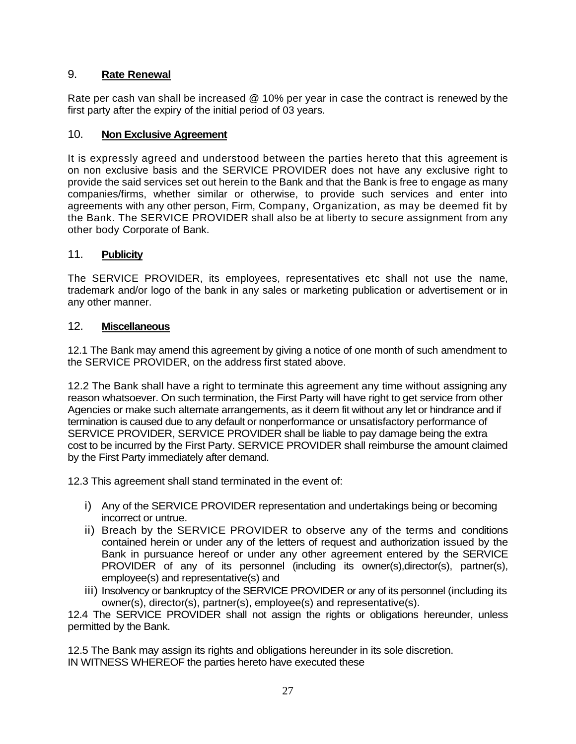## 9. **Rate Renewal**

Rate per cash van shall be increased @ 10% per year in case the contract is renewed by the first party after the expiry of the initial period of 03 years.

## 10. **Non Exclusive Agreement**

It is expressly agreed and understood between the parties hereto that this agreement is on non exclusive basis and the SERVICE PROVIDER does not have any exclusive right to provide the said services set out herein to the Bank and that the Bank is free to engage as many companies/firms, whether similar or otherwise, to provide such services and enter into agreements with any other person, Firm, Company, Organization, as may be deemed fit by the Bank. The SERVICE PROVIDER shall also be at liberty to secure assignment from any other body Corporate of Bank.

## 11. **Publicity**

The SERVICE PROVIDER, its employees, representatives etc shall not use the name, trademark and/or logo of the bank in any sales or marketing publication or advertisement or in any other manner.

## 12. **Miscellaneous**

12.1 The Bank may amend this agreement by giving a notice of one month of such amendment to the SERVICE PROVIDER, on the address first stated above.

12.2 The Bank shall have a right to terminate this agreement any time without assigning any reason whatsoever. On such termination, the First Party will have right to get service from other Agencies or make such alternate arrangements, as it deem fit without any let or hindrance and if termination is caused due to any default or nonperformance or unsatisfactory performance of SERVICE PROVIDER, SERVICE PROVIDER shall be liable to pay damage being the extra cost to be incurred by the First Party. SERVICE PROVIDER shall reimburse the amount claimed by the First Party immediately after demand.

12.3 This agreement shall stand terminated in the event of:

i) Any of the SERVICE PROVIDER representation and undertakings being or becoming incorrect or untrue.
ii) Breach by the SERVICE PROVIDER to observe any of the terms and conditions contained herein or under any of the letters of request and authorization issued by the Bank in pursuance hereof or under any other agreement entered by the SERVICE PROVIDER of any of its personnel (including its owner(s),director(s), partner(s), employee(s) and representative(s) and
iii) Insolvency or bankruptcy of the SERVICE PROVIDER or any of its personnel (including its owner(s), director(s), partner(s), employee(s) and representative(s).

12.4 The SERVICE PROVIDER shall not assign the rights or obligations hereunder, unless permitted by the Bank.

12.5 The Bank may assign its rights and obligations hereunder in its sole discretion.
IN WITNESS WHEREOF the parties hereto have executed these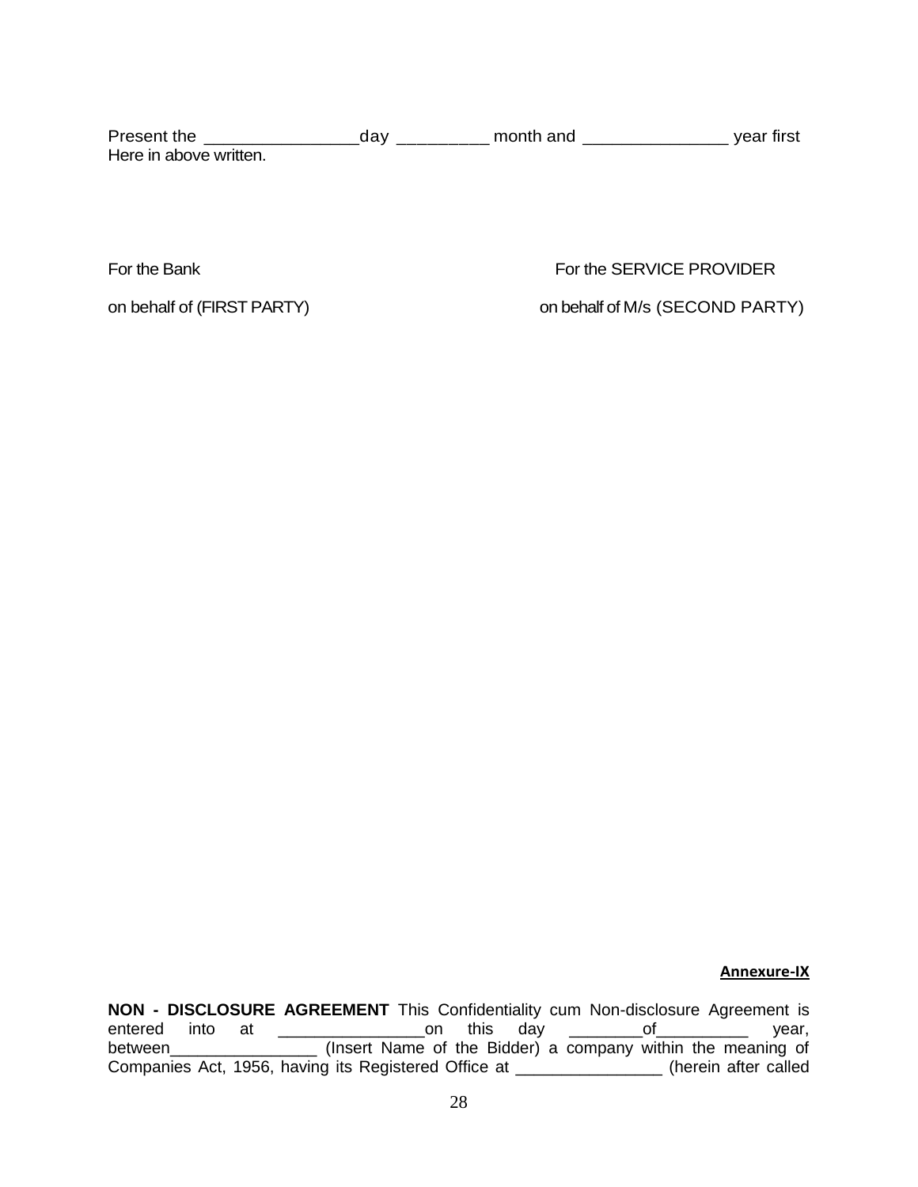Present the ________________day _________ month and _______________ year first Here in above written.

For the Bank

on behalf of (FIRST PARTY)

For the SERVICE PROVIDER

on behalf of M/s (SECOND PARTY)

**Annexure-IX**

**NON - DISCLOSURE AGREEMENT** This Confidentiality cum Non-disclosure Agreement is entered into at ________________on this day ________of__________ year, between________________ (Insert Name of the Bidder) a company within the meaning of Companies Act, 1956, having its Registered Office at ________________ (herein after called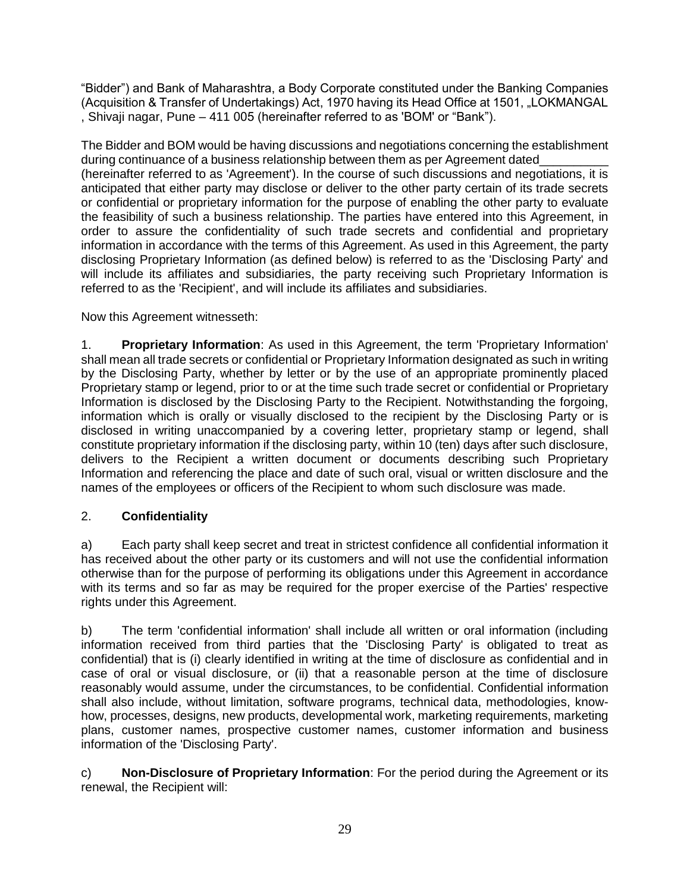“Bidder”) and Bank of Maharashtra, a Body Corporate constituted under the Banking Companies (Acquisition & Transfer of Undertakings) Act, 1970 having its Head Office at 1501, „LOKMANGAL , Shivaji nagar, Pune – 411 005 (hereinafter referred to as 'BOM' or “Bank”).

The Bidder and BOM would be having discussions and negotiations concerning the establishment during continuance of a business relationship between them as per Agreement dated__________ (hereinafter referred to as 'Agreement'). In the course of such discussions and negotiations, it is anticipated that either party may disclose or deliver to the other party certain of its trade secrets or confidential or proprietary information for the purpose of enabling the other party to evaluate the feasibility of such a business relationship. The parties have entered into this Agreement, in order to assure the confidentiality of such trade secrets and confidential and proprietary information in accordance with the terms of this Agreement. As used in this Agreement, the party disclosing Proprietary Information (as defined below) is referred to as the 'Disclosing Party' and will include its affiliates and subsidiaries, the party receiving such Proprietary Information is referred to as the 'Recipient', and will include its affiliates and subsidiaries.

Now this Agreement witnesseth:

1. **Proprietary Information**: As used in this Agreement, the term 'Proprietary Information' shall mean all trade secrets or confidential or Proprietary Information designated as such in writing by the Disclosing Party, whether by letter or by the use of an appropriate prominently placed Proprietary stamp or legend, prior to or at the time such trade secret or confidential or Proprietary Information is disclosed by the Disclosing Party to the Recipient. Notwithstanding the forgoing, information which is orally or visually disclosed to the recipient by the Disclosing Party or is disclosed in writing unaccompanied by a covering letter, proprietary stamp or legend, shall constitute proprietary information if the disclosing party, within 10 (ten) days after such disclosure, delivers to the Recipient a written document or documents describing such Proprietary Information and referencing the place and date of such oral, visual or written disclosure and the names of the employees or officers of the Recipient to whom such disclosure was made.

2. **Confidentiality**

a) Each party shall keep secret and treat in strictest confidence all confidential information it has received about the other party or its customers and will not use the confidential information otherwise than for the purpose of performing its obligations under this Agreement in accordance with its terms and so far as may be required for the proper exercise of the Parties' respective rights under this Agreement.

b) The term 'confidential information' shall include all written or oral information (including information received from third parties that the 'Disclosing Party' is obligated to treat as confidential) that is (i) clearly identified in writing at the time of disclosure as confidential and in case of oral or visual disclosure, or (ii) that a reasonable person at the time of disclosure reasonably would assume, under the circumstances, to be confidential. Confidential information shall also include, without limitation, software programs, technical data, methodologies, know-how, processes, designs, new products, developmental work, marketing requirements, marketing plans, customer names, prospective customer names, customer information and business information of the 'Disclosing Party'.

c) **Non-Disclosure of Proprietary Information**: For the period during the Agreement or its renewal, the Recipient will: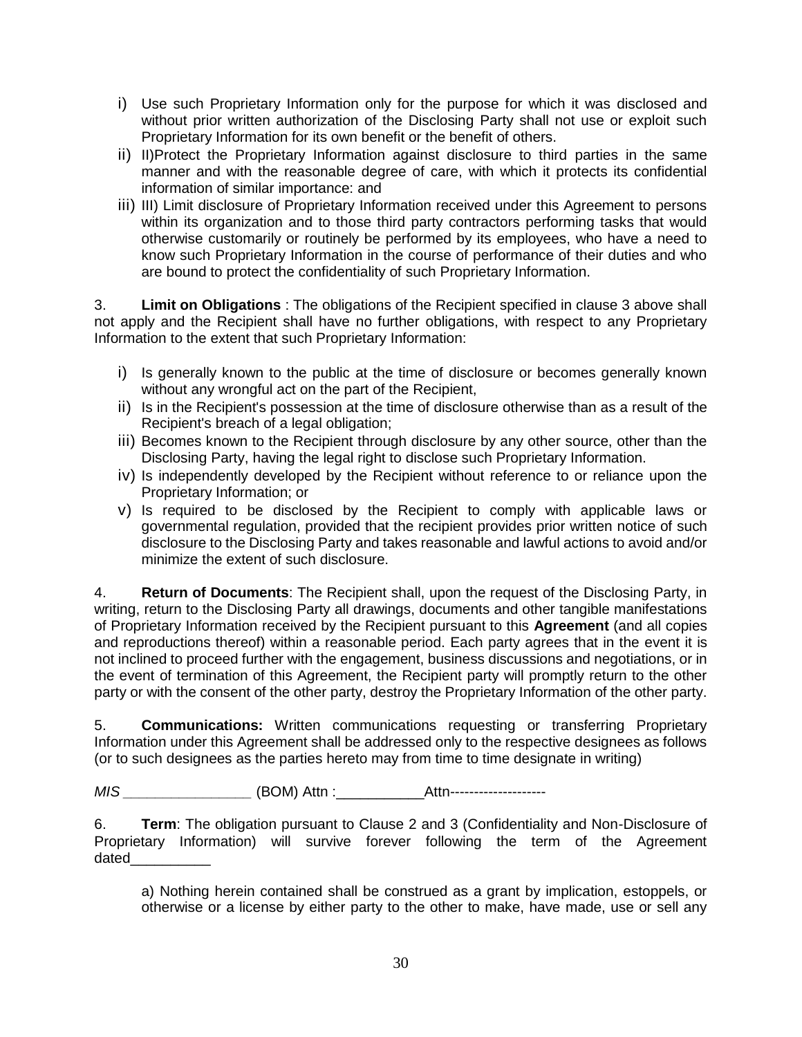i) Use such Proprietary Information only for the purpose for which it was disclosed and without prior written authorization of the Disclosing Party shall not use or exploit such Proprietary Information for its own benefit or the benefit of others.
ii) II)Protect the Proprietary Information against disclosure to third parties in the same manner and with the reasonable degree of care, with which it protects its confidential information of similar importance: and
iii) III) Limit disclosure of Proprietary Information received under this Agreement to persons within its organization and to those third party contractors performing tasks that would otherwise customarily or routinely be performed by its employees, who have a need to know such Proprietary Information in the course of performance of their duties and who are bound to protect the confidentiality of such Proprietary Information.

3. **Limit on Obligations** : The obligations of the Recipient specified in clause 3 above shall not apply and the Recipient shall have no further obligations, with respect to any Proprietary Information to the extent that such Proprietary Information:

i) Is generally known to the public at the time of disclosure or becomes generally known without any wrongful act on the part of the Recipient,
ii) Is in the Recipient's possession at the time of disclosure otherwise than as a result of the Recipient's breach of a legal obligation;
iii) Becomes known to the Recipient through disclosure by any other source, other than the Disclosing Party, having the legal right to disclose such Proprietary Information.
iv) Is independently developed by the Recipient without reference to or reliance upon the Proprietary Information; or
v) Is required to be disclosed by the Recipient to comply with applicable laws or governmental regulation, provided that the recipient provides prior written notice of such disclosure to the Disclosing Party and takes reasonable and lawful actions to avoid and/or minimize the extent of such disclosure.

4. **Return of Documents**: The Recipient shall, upon the request of the Disclosing Party, in writing, return to the Disclosing Party all drawings, documents and other tangible manifestations of Proprietary Information received by the Recipient pursuant to this **Agreement** (and all copies and reproductions thereof) within a reasonable period. Each party agrees that in the event it is not inclined to proceed further with the engagement, business discussions and negotiations, or in the event of termination of this Agreement, the Recipient party will promptly return to the other party or with the consent of the other party, destroy the Proprietary Information of the other party.

5. **Communications:** Written communications requesting or transferring Proprietary Information under this Agreement shall be addressed only to the respective designees as follows (or to such designees as the parties hereto may from time to time designate in writing)

*MIS ________________* (BOM) Attn :___________Attn--------------------

6. **Term**: The obligation pursuant to Clause 2 and 3 (Confidentiality and Non-Disclosure of Proprietary Information) will survive forever following the term of the Agreement dated__________

a) Nothing herein contained shall be construed as a grant by implication, estoppels, or otherwise or a license by either party to the other to make, have made, use or sell any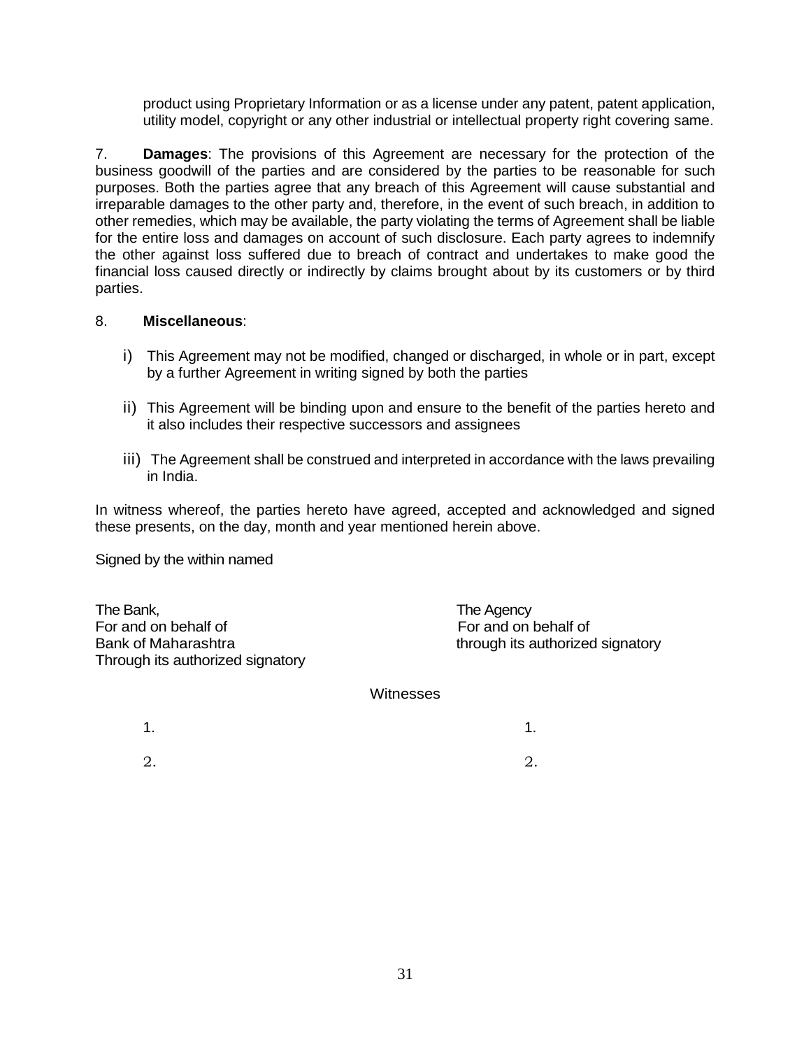product using Proprietary Information or as a license under any patent, patent application, utility model, copyright or any other industrial or intellectual property right covering same.

7. **Damages**: The provisions of this Agreement are necessary for the protection of the business goodwill of the parties and are considered by the parties to be reasonable for such purposes. Both the parties agree that any breach of this Agreement will cause substantial and irreparable damages to the other party and, therefore, in the event of such breach, in addition to other remedies, which may be available, the party violating the terms of Agreement shall be liable for the entire loss and damages on account of such disclosure. Each party agrees to indemnify the other against loss suffered due to breach of contract and undertakes to make good the financial loss caused directly or indirectly by claims brought about by its customers or by third parties.

8. **Miscellaneous**:

i) This Agreement may not be modified, changed or discharged, in whole or in part, except by a further Agreement in writing signed by both the parties

ii) This Agreement will be binding upon and ensure to the benefit of the parties hereto and it also includes their respective successors and assignees

iii) The Agreement shall be construed and interpreted in accordance with the laws prevailing in India.

In witness whereof, the parties hereto have agreed, accepted and acknowledged and signed these presents, on the day, month and year mentioned herein above.

Signed by the within named

| | |
|---|---|
| The Bank,<br>For and on behalf of<br>Bank of Maharashtra<br>Through its authorized signatory | The Agency<br>For and on behalf of<br>through its authorized signatory |

Witnesses

| | |
|---|---|
| 1. | 1. |
| 2. | 2. |